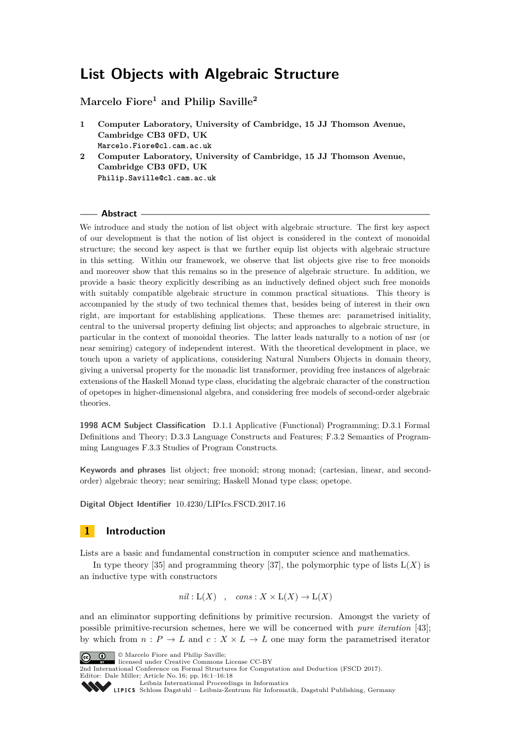# List Objects with Algebraic Structure

**Marcelo Fiore[1] and Philip Saville[2]**

1 **Computer Laboratory, University of Cambridge, 15 JJ Thomson Avenue, Cambridge CB3 0FD, UK**
`Marcelo.Fiore@cl.cam.ac.uk`

2 **Computer Laboratory, University of Cambridge, 15 JJ Thomson Avenue, Cambridge CB3 0FD, UK**
`Philip.Saville@cl.cam.ac.uk`

## Abstract

We introduce and study the notion of list object with algebraic structure. The first key aspect of our development is that the notion of list object is considered in the context of monoidal structure; the second key aspect is that we further equip list objects with algebraic structure in this setting. Within our framework, we observe that list objects give rise to free monoids and moreover show that this remains so in the presence of algebraic structure. In addition, we provide a basic theory explicitly describing as an inductively defined object such free monoids with suitably compatible algebraic structure in common practical situations. This theory is accompanied by the study of two technical themes that, besides being of interest in their own right, are important for establishing applications. These themes are: parametrised initiality, central to the universal property defining list objects; and approaches to algebraic structure, in particular in the context of monoidal theories. The latter leads naturally to a notion of nsr (or near semiring) category of independent interest. With the theoretical development in place, we touch upon a variety of applications, considering Natural Numbers Objects in domain theory, giving a universal property for the monadic list transformer, providing free instances of algebraic extensions of the Haskell Monad type class, elucidating the algebraic character of the construction of opetopes in higher-dimensional algebra, and considering free models of second-order algebraic theories.

**1998 ACM Subject Classification** D.1.1 Applicative (Functional) Programming; D.3.1 Formal Definitions and Theory; D.3.3 Language Constructs and Features; F.3.2 Semantics of Programming Languages F.3.3 Studies of Program Constructs.

**Keywords and phrases** list object; free monoid; strong monad; (cartesian, linear, and second-order) algebraic theory; near semiring; Haskell Monad type class; opetope.

**Digital Object Identifier** 10.4230/LIPIcs.FSCD.2017.16

## 1 Introduction

Lists are a basic and fundamental construction in computer science and mathematics.

In type theory [35] and programming theory [37], the polymorphic type of lists $\mathrm{L}(X)$ is an inductive type with constructors

$$nil : \mathrm{L}(X) \quad , \quad cons : X \times \mathrm{L}(X) \to \mathrm{L}(X)$$

and an eliminator supporting definitions by primitive recursion. Amongst the variety of possible primitive-recursion schemes, here we will be concerned with *pure iteration* [43]; by which from $n : P \to L$ and $c : X \times L \to L$ one may form the parametrised iterator

© Marcelo Fiore and Philip Saville;
licensed under Creative Commons License CC-BY
2nd International Conference on Formal Structures for Computation and Deduction (FSCD 2017).
Editor: Dale Miller; Article No. 16; pp. 16:1–16:18
Leibniz International Proceedings in Informatics
Schloss Dagstuhl – Leibniz-Zentrum für Informatik, Dagstuhl Publishing, Germany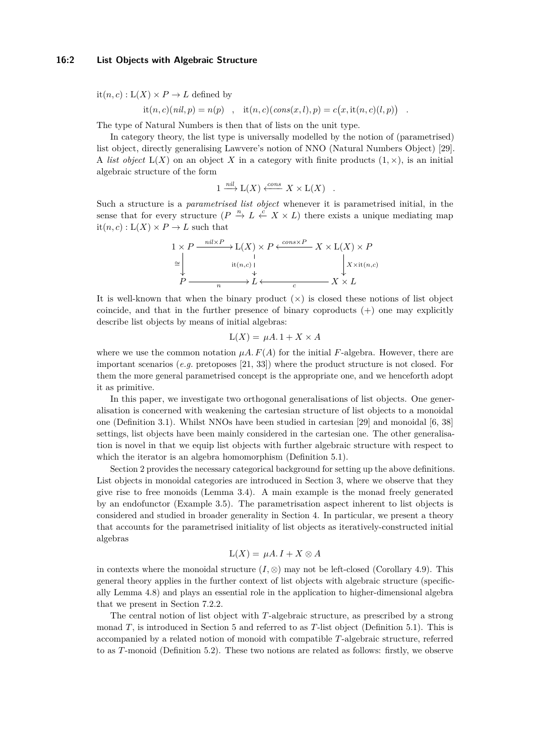$\mathrm{it}(n,c) : \mathrm{L}(X) \times P \to L$ defined by

$$\mathrm{it}(n,c)(nil, p) = n(p) \quad , \quad \mathrm{it}(n,c)(cons(x,l), p) = c\big(x, \mathrm{it}(n,c)(l,p)\big) \quad .$$

The type of Natural Numbers is then that of lists on the unit type.

In category theory, the list type is universally modelled by the notion of (parametrised) list object, directly generalising Lawvere's notion of NNO (Natural Numbers Object) [29]. A *list object* $\mathrm{L}(X)$ on an object $X$ in a category with finite products $(1, \times)$, is an initial algebraic structure of the form

$$1 \xrightarrow{nil} \mathrm{L}(X) \xleftarrow{cons} X \times \mathrm{L}(X) \quad .$$

Such a structure is a *parametrised list object* whenever it is parametrised initial, in the sense that for every structure $(P \xrightarrow{n} L \xleftarrow{c} X \times L)$ there exists a unique mediating map $\mathrm{it}(n,c) : \mathrm{L}(X) \times P \to L$ such that

$$\begin{array}{ccccc}
1 \times P & \xrightarrow{nil \times P} & \mathrm{L}(X) \times P & \xleftarrow{cons \times P} & X \times \mathrm{L}(X) \times P \\
\cong \downarrow & & \downarrow \mathrm{it}(n,c) & & \downarrow X \times \mathrm{it}(n,c) \\
P & \xrightarrow[n]{} & L & \xleftarrow[c]{} & X \times L
\end{array}$$

It is well-known that when the binary product $(\times)$ is closed these notions of list object coincide, and that in the further presence of binary coproducts $(+)$ one may explicitly describe list objects by means of initial algebras:

$$\mathrm{L}(X) = \mu A.\, 1 + X \times A$$

where we use the common notation $\mu A.\, F(A)$ for the initial $F$-algebra. However, there are important scenarios (*e.g.* pretoposes [21, 33]) where the product structure is not closed. For them the more general parametrised concept is the appropriate one, and we henceforth adopt it as primitive.

In this paper, we investigate two orthogonal generalisations of list objects. One generalisation is concerned with weakening the cartesian structure of list objects to a monoidal one (Definition 3.1). Whilst NNOs have been studied in cartesian [29] and monoidal [6, 38] settings, list objects have been mainly considered in the cartesian one. The other generalisation is novel in that we equip list objects with further algebraic structure with respect to which the iterator is an algebra homomorphism (Definition 5.1).

Section 2 provides the necessary categorical background for setting up the above definitions. List objects in monoidal categories are introduced in Section 3, where we observe that they give rise to free monoids (Lemma 3.4). A main example is the monad freely generated by an endofunctor (Example 3.5). The parametrisation aspect inherent to list objects is considered and studied in broader generality in Section 4. In particular, we present a theory that accounts for the parametrised initiality of list objects as iteratively-constructed initial algebras

$$\mathrm{L}(X) = \mu A.\, I + X \otimes A$$

in contexts where the monoidal structure $(I, \otimes)$ may not be left-closed (Corollary 4.9). This general theory applies in the further context of list objects with algebraic structure (specifically Lemma 4.8) and plays an essential role in the application to higher-dimensional algebra that we present in Section 7.2.2.

The central notion of list object with $T$-algebraic structure, as prescribed by a strong monad $T$, is introduced in Section 5 and referred to as $T$-list object (Definition 5.1). This is accompanied by a related notion of monoid with compatible $T$-algebraic structure, referred to as $T$-monoid (Definition 5.2). These two notions are related as follows: firstly, we observe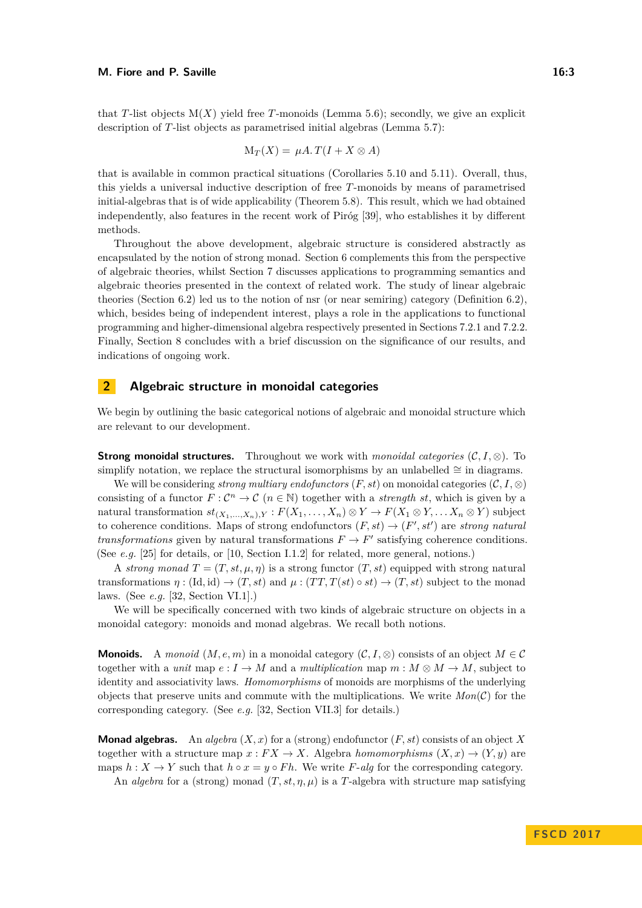that $T$-list objects $\mathrm{M}(X)$ yield free $T$-monoids (Lemma 5.6); secondly, we give an explicit description of $T$-list objects as parametrised initial algebras (Lemma 5.7):

$$\mathrm{M}_T(X) = \mu A.\, T(I + X \otimes A)$$

that is available in common practical situations (Corollaries 5.10 and 5.11). Overall, thus, this yields a universal inductive description of free $T$-monoids by means of parametrised initial-algebras that is of wide applicability (Theorem 5.8). This result, which we had obtained independently, also features in the recent work of Piróg [39], who establishes it by different methods.

Throughout the above development, algebraic structure is considered abstractly as encapsulated by the notion of strong monad. Section 6 complements this from the perspective of algebraic theories, whilst Section 7 discusses applications to programming semantics and algebraic theories presented in the context of related work. The study of linear algebraic theories (Section 6.2) led us to the notion of nsr (or near semiring) category (Definition 6.2), which, besides being of independent interest, plays a role in the applications to functional programming and higher-dimensional algebra respectively presented in Sections 7.2.1 and 7.2.2. Finally, Section 8 concludes with a brief discussion on the significance of our results, and indications of ongoing work.

## 2 Algebraic structure in monoidal categories

We begin by outlining the basic categorical notions of algebraic and monoidal structure which are relevant to our development.

**Strong monoidal structures.** Throughout we work with *monoidal categories* $(\mathcal{C}, I, \otimes)$. To simplify notation, we replace the structural isomorphisms by an unlabelled $\cong$ in diagrams.

We will be considering *strong multiary endofunctors* $(F, st)$ on monoidal categories $(\mathcal{C}, I, \otimes)$ consisting of a functor $F : \mathcal{C}^n \to \mathcal{C}$ $(n \in \mathbb{N})$ together with a *strength* $st$, which is given by a natural transformation $st_{(X_1,\ldots,X_n),Y} : F(X_1, \ldots, X_n) \otimes Y \to F(X_1 \otimes Y, \ldots X_n \otimes Y)$ subject to coherence conditions. Maps of strong endofunctors $(F, st) \to (F', st')$ are *strong natural transformations* given by natural transformations $F \to F'$ satisfying coherence conditions. (See *e.g.* [25] for details, or [10, Section I.1.2] for related, more general, notions.)

A *strong monad* $T = (T, st, \mu, \eta)$ is a strong functor $(T, st)$ equipped with strong natural transformations $\eta : (\mathrm{Id}, \mathrm{id}) \to (T, st)$ and $\mu : (TT, T(st) \circ st) \to (T, st)$ subject to the monad laws. (See *e.g.* [32, Section VI.1].)

We will be specifically concerned with two kinds of algebraic structure on objects in a monoidal category: monoids and monad algebras. We recall both notions.

**Monoids.** A *monoid* $(M, e, m)$ in a monoidal category $(\mathcal{C}, I, \otimes)$ consists of an object $M \in \mathcal{C}$ together with a *unit* map $e : I \to M$ and a *multiplication* map $m : M \otimes M \to M$, subject to identity and associativity laws. *Homomorphisms* of monoids are morphisms of the underlying objects that preserve units and commute with the multiplications. We write $Mon(\mathcal{C})$ for the corresponding category. (See *e.g.* [32, Section VII.3] for details.)

**Monad algebras.** An *algebra* $(X, x)$ for a (strong) endofunctor $(F, st)$ consists of an object $X$ together with a structure map $x : FX \to X$. Algebra *homomorphisms* $(X, x) \to (Y, y)$ are maps $h : X \to Y$ such that $h \circ x = y \circ Fh$. We write $F$-$alg$ for the corresponding category.

An *algebra* for a (strong) monad $(T, st, \eta, \mu)$ is a $T$-algebra with structure map satisfying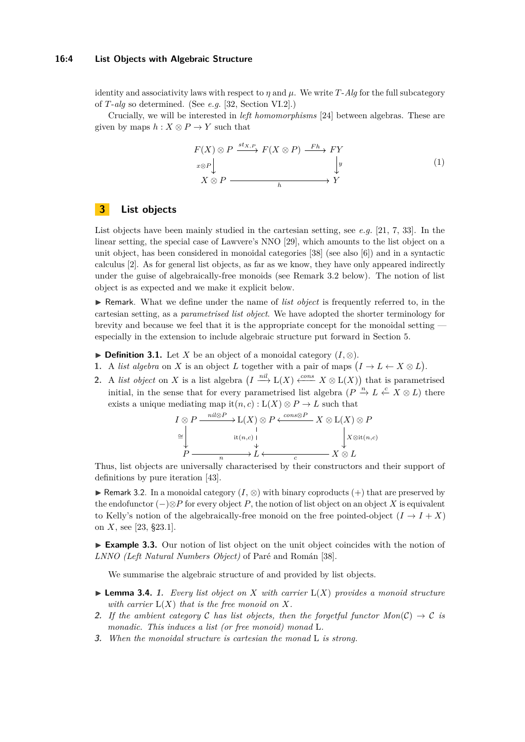identity and associativity laws with respect to $\eta$ and $\mu$. We write $T$-*Alg* for the full subcategory of $T$-*alg* so determined. (See *e.g.* [32, Section VI.2].)

Crucially, we will be interested in *left homomorphisms* [24] between algebras. These are given by maps $h : X \otimes P \to Y$ such that

$$\begin{array}{ccccc} F(X) \otimes P & \xrightarrow{st_{X,P}} & F(X \otimes P) & \xrightarrow{Fh} & FY \\ {\scriptstyle x\otimes P}\downarrow & & & & \downarrow{\scriptstyle y} \\ X \otimes P & & \xrightarrow[h]{\qquad\qquad} & & Y \end{array} \tag{1}$$

## 3 List objects

List objects have been mainly studied in the cartesian setting, see *e.g.* [21, 7, 33]. In the linear setting, the special case of Lawvere's NNO [29], which amounts to the list object on a unit object, has been considered in monoidal categories [38] (see also [6]) and in a syntactic calculus [2]. As for general list objects, as far as we know, they have only appeared indirectly under the guise of algebraically-free monoids (see Remark 3.2 below). The notion of list object is as expected and we make it explicit below.

▶ Remark. What we define under the name of *list object* is frequently referred to, in the cartesian setting, as a *parametrised list object*. We have adopted the shorter terminology for brevity and because we feel that it is the appropriate concept for the monoidal setting — especially in the extension to include algebraic structure put forward in Section 5.

▶ **Definition 3.1.** Let $X$ be an object of a monoidal category $(I, \otimes)$.

1. A *list algebra* on $X$ is an object $L$ together with a pair of maps $\big(I \to L \leftarrow X \otimes L\big)$.
2. A *list object* on $X$ is a list algebra $\big(I \xrightarrow{nil} \mathrm{L}(X) \xleftarrow{cons} X \otimes \mathrm{L}(X)\big)$ that is parametrised initial, in the sense that for every parametrised list algebra $(P \xrightarrow{n} L \xleftarrow{c} X \otimes L)$ there exists a unique mediating map $\mathrm{it}(n, c) : \mathrm{L}(X) \otimes P \to L$ such that

$$\begin{array}{ccccc} I \otimes P & \xrightarrow{nil\otimes P} & \mathrm{L}(X) \otimes P & \xleftarrow{cons\otimes P} & X \otimes \mathrm{L}(X) \otimes P \\ {\scriptstyle \cong}\downarrow & & \downarrow{\scriptstyle \mathrm{it}(n,c)} & & \downarrow{\scriptstyle X\otimes \mathrm{it}(n,c)} \\ P & \xrightarrow[n]{} & L & \xleftarrow[c]{} & X \otimes L \end{array}$$

Thus, list objects are universally characterised by their constructors and their support of definitions by pure iteration [43].

▶ Remark 3.2. In a monoidal category $(I, \otimes)$ with binary coproducts $(+)$ that are preserved by the endofunctor $(-)\otimes P$ for every object $P$, the notion of list object on an object $X$ is equivalent to Kelly's notion of the algebraically-free monoid on the free pointed-object $(I \to I + X)$ on $X$, see [23, §23.1].

▶ **Example 3.3.** Our notion of list object on the unit object coincides with the notion of *LNNO (Left Natural Numbers Object)* of Paré and Román [38].

We summarise the algebraic structure of and provided by list objects.

▶ **Lemma 3.4.** *1. Every list object on $X$ with carrier $\mathrm{L}(X)$ provides a monoid structure with carrier $\mathrm{L}(X)$ that is the free monoid on $X$.*

*2. If the ambient category $\mathcal{C}$ has list objects, then the forgetful functor $Mon(\mathcal{C}) \to \mathcal{C}$ is monadic. This induces a list (or free monoid) monad $\mathrm{L}$.*

*3. When the monoidal structure is cartesian the monad $\mathrm{L}$ is strong.*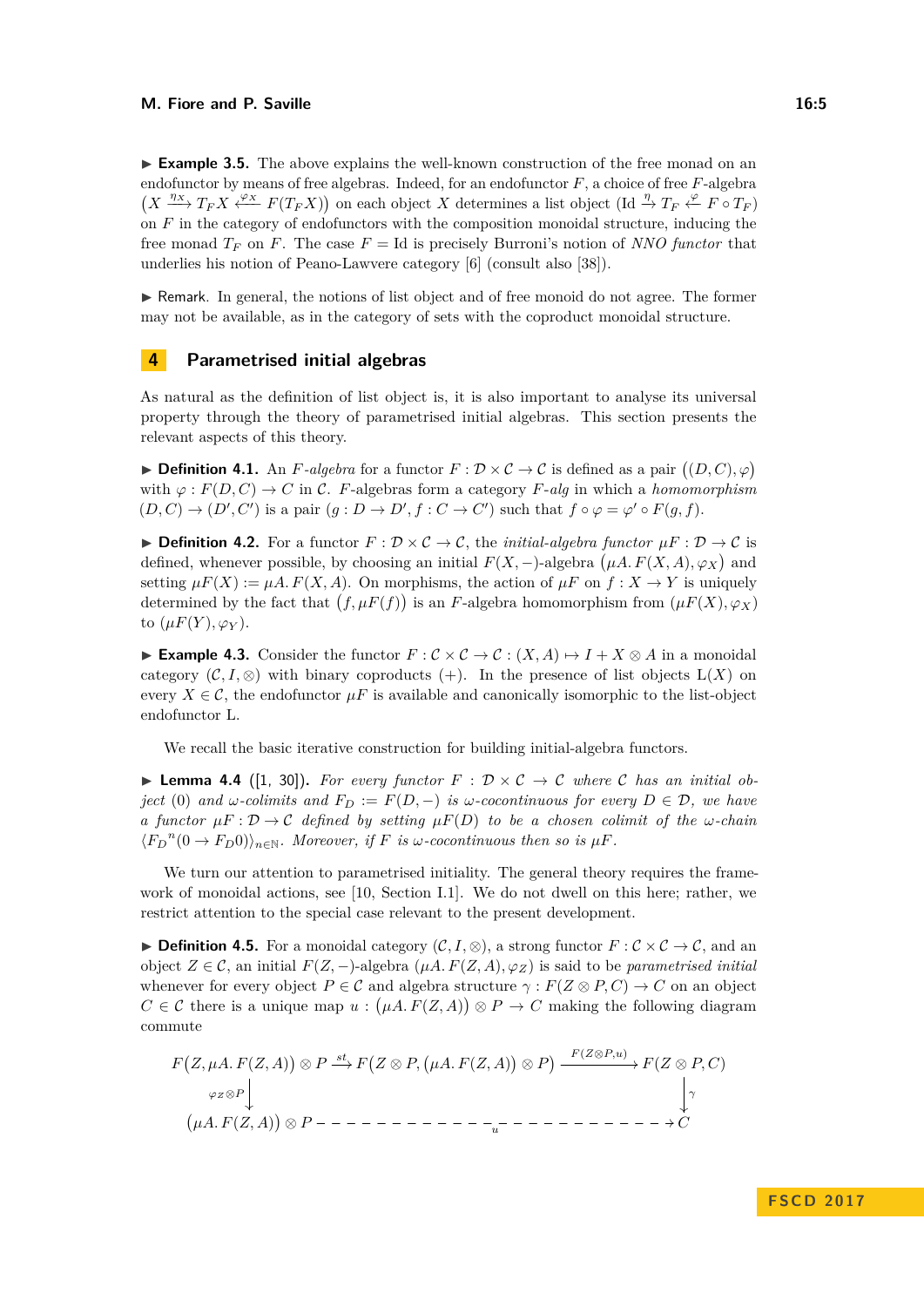▶ **Example 3.5.** The above explains the well-known construction of the free monad on an endofunctor by means of free algebras. Indeed, for an endofunctor $F$, a choice of free $F$-algebra $\big(X \xrightarrow{\eta_X} T_F X \xleftarrow{\varphi_X} F(T_F X)\big)$ on each object $X$ determines a list object $(\mathrm{Id} \xrightarrow{\eta} T_F \xleftarrow{\varphi} F \circ T_F)$ on $F$ in the category of endofunctors with the composition monoidal structure, inducing the free monad $T_F$ on $F$. The case $F = \mathrm{Id}$ is precisely Burroni's notion of *NNO functor* that underlies his notion of Peano-Lawvere category [6] (consult also [38]).

▶ Remark. In general, the notions of list object and of free monoid do not agree. The former may not be available, as in the category of sets with the coproduct monoidal structure.

## 4 Parametrised initial algebras

As natural as the definition of list object is, it is also important to analyse its universal property through the theory of parametrised initial algebras. This section presents the relevant aspects of this theory.

▶ **Definition 4.1.** An *$F$-algebra* for a functor $F : \mathcal{D} \times \mathcal{C} \to \mathcal{C}$ is defined as a pair $\big((D, C), \varphi\big)$ with $\varphi : F(D, C) \to C$ in $\mathcal{C}$. $F$-algebras form a category *$F$-alg* in which a *homomorphism* $(D, C) \to (D', C')$ is a pair $(g : D \to D', f : C \to C')$ such that $f \circ \varphi = \varphi' \circ F(g, f)$.

▶ **Definition 4.2.** For a functor $F : \mathcal{D} \times \mathcal{C} \to \mathcal{C}$, the *initial-algebra functor* $\mu F : \mathcal{D} \to \mathcal{C}$ is defined, whenever possible, by choosing an initial $F(X, -)$-algebra $\big(\mu A.\, F(X, A), \varphi_X\big)$ and setting $\mu F(X) := \mu A.\, F(X, A)$. On morphisms, the action of $\mu F$ on $f : X \to Y$ is uniquely determined by the fact that $\big(f, \mu F(f)\big)$ is an $F$-algebra homomorphism from $(\mu F(X), \varphi_X)$ to $(\mu F(Y), \varphi_Y)$.

▶ **Example 4.3.** Consider the functor $F : \mathcal{C} \times \mathcal{C} \to \mathcal{C} : (X, A) \mapsto I + X \otimes A$ in a monoidal category $(\mathcal{C}, I, \otimes)$ with binary coproducts $(+)$. In the presence of list objects $\mathrm{L}(X)$ on every $X \in \mathcal{C}$, the endofunctor $\mu F$ is available and canonically isomorphic to the list-object endofunctor $\mathrm{L}$.

We recall the basic iterative construction for building initial-algebra functors.

▶ **Lemma 4.4** ([1, 30]). *For every functor $F : \mathcal{D} \times \mathcal{C} \to \mathcal{C}$ where $\mathcal{C}$ has an initial object $(0)$ and $\omega$-colimits and $F_D := F(D, -)$ is $\omega$-cocontinuous for every $D \in \mathcal{D}$, we have a functor $\mu F : \mathcal{D} \to \mathcal{C}$ defined by setting $\mu F(D)$ to be a chosen colimit of the $\omega$-chain $\langle {F_D}^n(0 \to F_D 0)\rangle_{n \in \mathbb{N}}$. Moreover, if $F$ is $\omega$-cocontinuous then so is $\mu F$.*

We turn our attention to parametrised initiality. The general theory requires the framework of monoidal actions, see [10, Section I.1]. We do not dwell on this here; rather, we restrict attention to the special case relevant to the present development.

▶ **Definition 4.5.** For a monoidal category $(\mathcal{C}, I, \otimes)$, a strong functor $F : \mathcal{C} \times \mathcal{C} \to \mathcal{C}$, and an object $Z \in \mathcal{C}$, an initial $F(Z, -)$-algebra $(\mu A.\, F(Z, A), \varphi_Z)$ is said to be *parametrised initial* whenever for every object $P \in \mathcal{C}$ and algebra structure $\gamma : F(Z \otimes P, C) \to C$ on an object $C \in \mathcal{C}$ there is a unique map $u : \big(\mu A.\, F(Z, A)\big) \otimes P \to C$ making the following diagram commute

$$
\begin{array}{ccccc}
F\big(Z, \mu A.\, F(Z, A)\big) \otimes P & \xrightarrow{st} & F\big(Z \otimes P, \big(\mu A.\, F(Z, A)\big) \otimes P\big) & \xrightarrow{F(Z \otimes P, u)} & F(Z \otimes P, C) \\
\downarrow{\scriptstyle \varphi_Z \otimes P} & & & & \downarrow{\scriptstyle \gamma} \\
\big(\mu A.\, F(Z, A)\big) \otimes P & & \dashrightarrow_{u} & & C
\end{array}
$$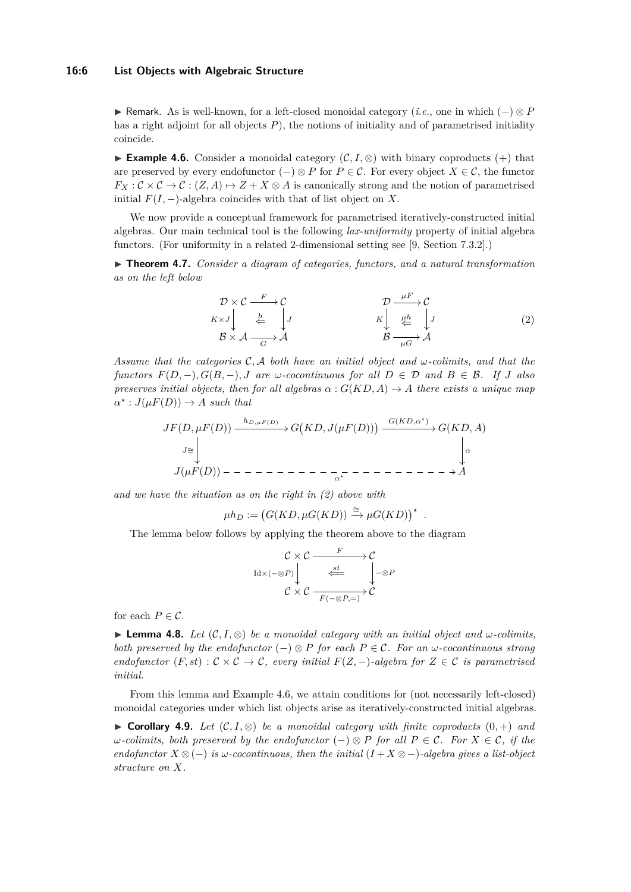▶ Remark. As is well-known, for a left-closed monoidal category (*i.e.*, one in which $(-) \otimes P$ has a right adjoint for all objects $P$), the notions of initiality and of parametrised initiality coincide.

▶ **Example 4.6.** Consider a monoidal category $(\mathcal{C}, I, \otimes)$ with binary coproducts $(+)$ that are preserved by every endofunctor $(-) \otimes P$ for $P \in \mathcal{C}$. For every object $X \in \mathcal{C}$, the functor $F_X : \mathcal{C} \times \mathcal{C} \to \mathcal{C} : (Z, A) \mapsto Z + X \otimes A$ is canonically strong and the notion of parametrised initial $F(I, -)$-algebra coincides with that of list object on $X$.

We now provide a conceptual framework for parametrised iteratively-constructed initial algebras. Our main technical tool is the following *lax-uniformity* property of initial algebra functors. (For uniformity in a related 2-dimensional setting see [9, Section 7.3.2].)

▶ **Theorem 4.7.** *Consider a diagram of categories, functors, and a natural transformation as on the left below*

$$\begin{array}{ccc} \mathcal{D} \times \mathcal{C} & \xrightarrow{F} & \mathcal{C} \\ {\scriptstyle K \times J}\downarrow & \overset{h}{\Leftarrow} & \downarrow{\scriptstyle J} \\ \mathcal{B} \times \mathcal{A} & \xrightarrow[G]{} & \mathcal{A} \end{array} \qquad\qquad \begin{array}{ccc} \mathcal{D} & \xrightarrow{\mu F} & \mathcal{C} \\ {\scriptstyle K}\downarrow & \overset{\mu h}{\Leftarrow} & \downarrow{\scriptstyle J} \\ \mathcal{B} & \xrightarrow[\mu G]{} & \mathcal{A} \end{array} \tag{2}$$

*Assume that the categories $\mathcal{C}, \mathcal{A}$ both have an initial object and $\omega$-colimits, and that the functors $F(D, -), G(B, -), J$ are $\omega$-cocontinuous for all $D \in \mathcal{D}$ and $B \in \mathcal{B}$. If $J$ also preserves initial objects, then for all algebras $\alpha : G(KD, A) \to A$ there exists a unique map $\alpha^\star : J(\mu F(D)) \to A$ such that*

$$\begin{array}{ccccc} JF(D, \mu F(D)) & \xrightarrow{h_{D,\mu F(D)}} & G\big(KD, J(\mu F(D))\big) & \xrightarrow{G(KD,\alpha^\star)} & G(KD, A) \\ {\scriptstyle J\cong}\downarrow & & & & \downarrow{\scriptstyle \alpha} \\ J(\mu F(D)) & - - - - - - & \underset{\alpha^\star}{- - -} & - - - - - - \to & A \end{array}$$

*and we have the situation as on the right in (2) above with*

$$\mu h_D := \big(G(KD, \mu G(KD)) \xrightarrow{\cong} \mu G(KD)\big)^\star \ .$$

The lemma below follows by applying the theorem above to the diagram

$$\begin{array}{ccc} \mathcal{C} \times \mathcal{C} & \xrightarrow{F} & \mathcal{C} \\ {\scriptstyle \mathrm{Id} \times (- \otimes P)}\downarrow & \overset{st}{\Longleftarrow} & \downarrow{\scriptstyle - \otimes P} \\ \mathcal{C} \times \mathcal{C} & \xrightarrow[F(- \otimes P, =)]{} & \mathcal{C} \end{array}$$

for each $P \in \mathcal{C}$.

▶ **Lemma 4.8.** *Let $(\mathcal{C}, I, \otimes)$ be a monoidal category with an initial object and $\omega$-colimits, both preserved by the endofunctor $(-) \otimes P$ for each $P \in \mathcal{C}$. For an $\omega$-cocontinuous strong endofunctor $(F, st) : \mathcal{C} \times \mathcal{C} \to \mathcal{C}$, every initial $F(Z, -)$-algebra for $Z \in \mathcal{C}$ is parametrised initial.*

From this lemma and Example 4.6, we attain conditions for (not necessarily left-closed) monoidal categories under which list objects arise as iteratively-constructed initial algebras.

▶ **Corollary 4.9.** *Let $(\mathcal{C}, I, \otimes)$ be a monoidal category with finite coproducts $(0, +)$ and $\omega$-colimits, both preserved by the endofunctor $(-) \otimes P$ for all $P \in \mathcal{C}$. For $X \in \mathcal{C}$, if the endofunctor $X \otimes (-)$ is $\omega$-cocontinuous, then the initial $(I + X \otimes -)$-algebra gives a list-object structure on $X$.*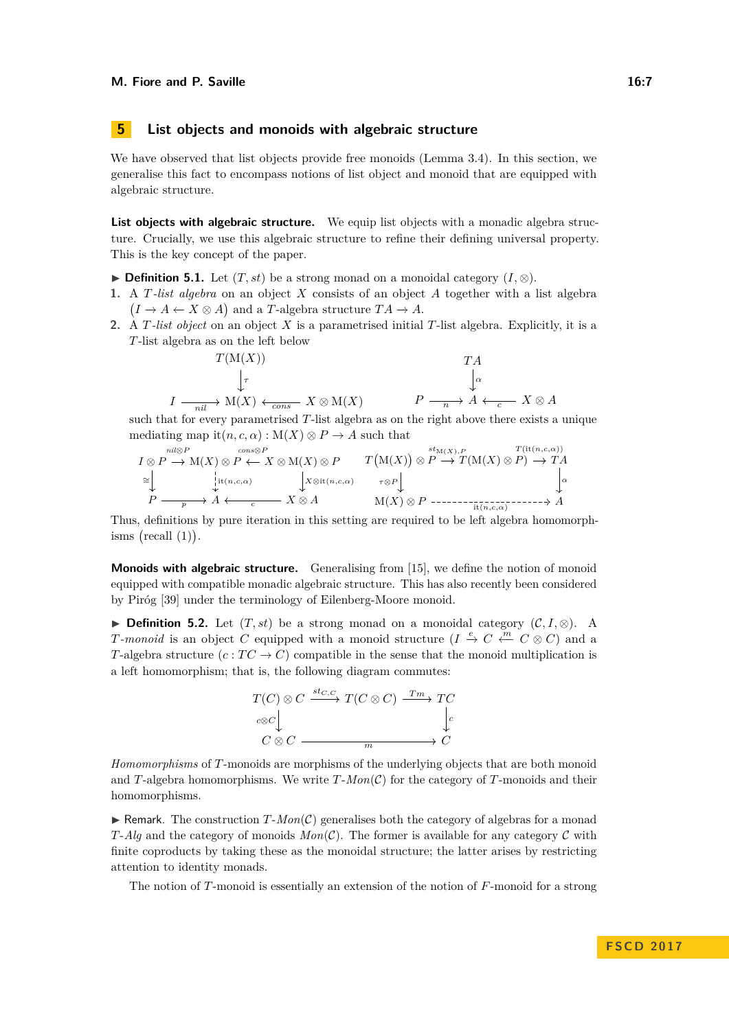## 5 List objects and monoids with algebraic structure

We have observed that list objects provide free monoids (Lemma 3.4). In this section, we generalise this fact to encompass notions of list object and monoid that are equipped with algebraic structure.

**List objects with algebraic structure.** We equip list objects with a monadic algebra structure. Crucially, we use this algebraic structure to refine their defining universal property. This is the key concept of the paper.

▶ **Definition 5.1.** Let $(T, st)$ be a strong monad on a monoidal category $(I, \otimes)$.

1. A *$T$-list algebra* on an object $X$ consists of an object $A$ together with a list algebra $\big(I \to A \leftarrow X \otimes A\big)$ and a $T$-algebra structure $TA \to A$.
2. A *$T$-list object* on an object $X$ is a parametrised initial $T$-list algebra. Explicitly, it is a $T$-list algebra as on the left below

$$
\begin{array}{ccc}
 & T(\mathrm{M}(X)) & \\
 & \downarrow{\scriptstyle \tau} & \\
I \xrightarrow{\;nil\;} & \mathrm{M}(X) & \xleftarrow{\;cons\;} X \otimes \mathrm{M}(X)
\end{array}
\qquad\qquad
\begin{array}{ccc}
 & TA & \\
 & \downarrow{\scriptstyle \alpha} & \\
P \xrightarrow{\;n\;} & A & \xleftarrow{\;c\;} X \otimes A
\end{array}
$$

such that for every parametrised $T$-list algebra as on the right above there exists a unique mediating map $\mathrm{it}(n,c,\alpha) : \mathrm{M}(X) \otimes P \to A$ such that

$$
\begin{array}{ccccc}
I \otimes P & \xrightarrow{nil \otimes P} & \mathrm{M}(X) \otimes P & \xleftarrow{cons \otimes P} & X \otimes \mathrm{M}(X) \otimes P \\
{\scriptstyle \cong}\downarrow & & \downarrow{\scriptstyle \mathrm{it}(n,c,\alpha)} & & \downarrow{\scriptstyle X \otimes \mathrm{it}(n,c,\alpha)} \\
P & \xrightarrow{\;p\;} & A & \xleftarrow{\;c\;} & X \otimes A
\end{array}
\qquad
\begin{array}{ccccc}
T\big(\mathrm{M}(X)\big) \otimes P & \xrightarrow{st_{\mathrm{M}(X),P}} & T(\mathrm{M}(X) \otimes P) & \xrightarrow{T(\mathrm{it}(n,c,\alpha))} & TA \\
{\scriptstyle \tau \otimes P}\downarrow & & & & \downarrow{\scriptstyle \alpha} \\
\mathrm{M}(X) \otimes P & & \xrightarrow{\quad\mathrm{it}(n,c,\alpha)\quad} & & A
\end{array}
$$

Thus, definitions by pure iteration in this setting are required to be left algebra homomorphisms $\big($recall (1)$\big)$.

**Monoids with algebraic structure.** Generalising from [15], we define the notion of monoid equipped with compatible monadic algebraic structure. This has also recently been considered by Piróg [39] under the terminology of Eilenberg-Moore monoid.

▶ **Definition 5.2.** Let $(T, st)$ be a strong monad on a monoidal category $(\mathcal{C}, I, \otimes)$. A *$T$-monoid* is an object $C$ equipped with a monoid structure $(I \xrightarrow{e} C \xleftarrow{m} C \otimes C)$ and a $T$-algebra structure $(c : TC \to C)$ compatible in the sense that the monoid multiplication is a left homomorphism; that is, the following diagram commutes:

$$
\begin{array}{ccccc}
T(C) \otimes C & \xrightarrow{st_{C,C}} & T(C \otimes C) & \xrightarrow{Tm} & TC \\
{\scriptstyle c \otimes C}\downarrow & & & & \downarrow{\scriptstyle c} \\
C \otimes C & & \xrightarrow{\qquad m \qquad} & & C
\end{array}
$$

*Homomorphisms* of $T$-monoids are morphisms of the underlying objects that are both monoid and $T$-algebra homomorphisms. We write $T$-$Mon(\mathcal{C})$ for the category of $T$-monoids and their homomorphisms.

▶ Remark. The construction $T$-$Mon(\mathcal{C})$ generalises both the category of algebras for a monad $T$-$Alg$ and the category of monoids $Mon(\mathcal{C})$. The former is available for any category $\mathcal{C}$ with finite coproducts by taking these as the monoidal structure; the latter arises by restricting attention to identity monads.

The notion of $T$-monoid is essentially an extension of the notion of $F$-monoid for a strong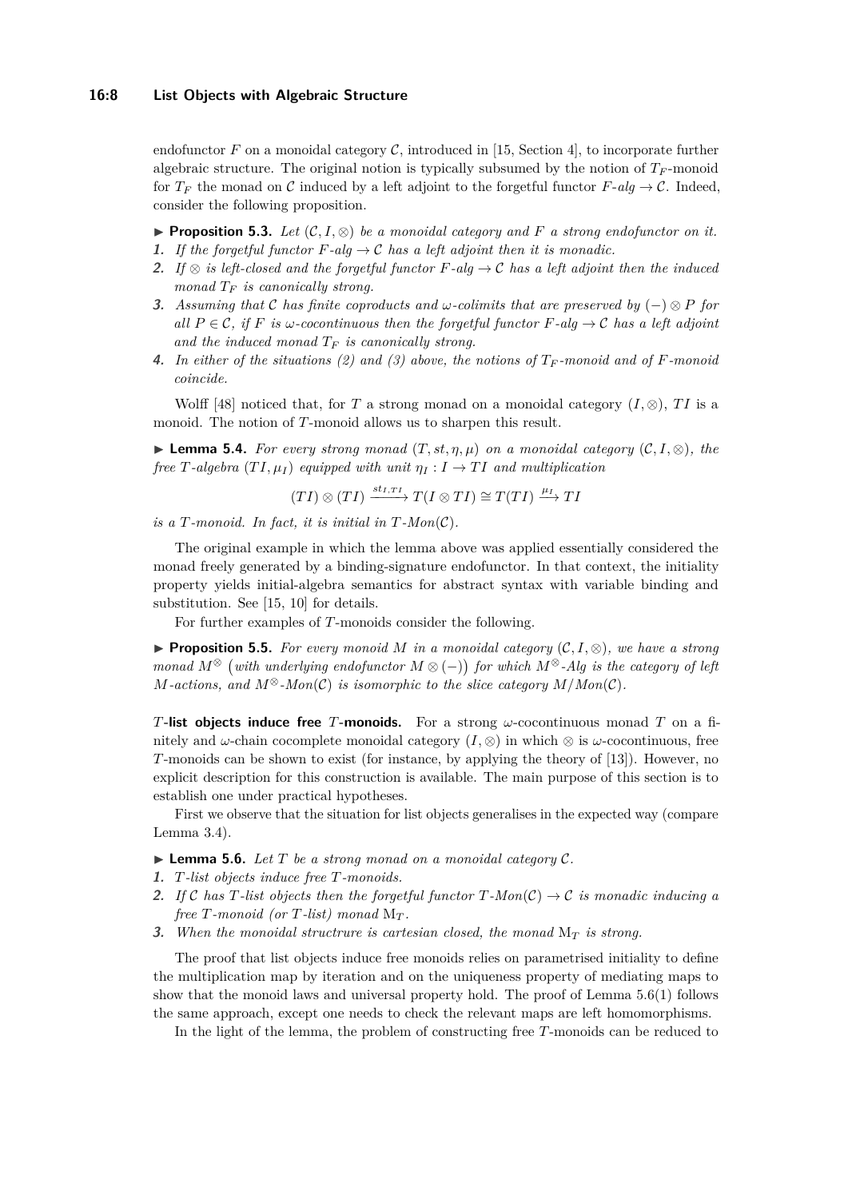endofunctor $F$ on a monoidal category $\mathcal{C}$, introduced in [15, Section 4], to incorporate further algebraic structure. The original notion is typically subsumed by the notion of $T_F$-monoid for $T_F$ the monad on $\mathcal{C}$ induced by a left adjoint to the forgetful functor $F\text{-}alg \to \mathcal{C}$. Indeed, consider the following proposition.

▶ **Proposition 5.3.** *Let $(\mathcal{C}, I, \otimes)$ be a monoidal category and $F$ a strong endofunctor on it.*

1. *If the forgetful functor $F\text{-}alg \to \mathcal{C}$ has a left adjoint then it is monadic.*
2. *If $\otimes$ is left-closed and the forgetful functor $F\text{-}alg \to \mathcal{C}$ has a left adjoint then the induced monad $T_F$ is canonically strong.*
3. *Assuming that $\mathcal{C}$ has finite coproducts and $\omega$-colimits that are preserved by $(-) \otimes P$ for all $P \in \mathcal{C}$, if $F$ is $\omega$-cocontinuous then the forgetful functor $F\text{-}alg \to \mathcal{C}$ has a left adjoint and the induced monad $T_F$ is canonically strong.*
4. *In either of the situations (2) and (3) above, the notions of $T_F$-monoid and of $F$-monoid coincide.*

Wolff [48] noticed that, for $T$ a strong monad on a monoidal category $(I, \otimes)$, $TI$ is a monoid. The notion of $T$-monoid allows us to sharpen this result.

▶ **Lemma 5.4.** *For every strong monad $(T, st, \eta, \mu)$ on a monoidal category $(\mathcal{C}, I, \otimes)$, the free $T$-algebra $(TI, \mu_I)$ equipped with unit $\eta_I : I \to TI$ and multiplication*

$$(TI) \otimes (TI) \xrightarrow{st_{I,TI}} T(I \otimes TI) \cong T(TI) \xrightarrow{\mu_I} TI$$

*is a $T$-monoid. In fact, it is initial in $T\text{-}Mon(\mathcal{C})$.*

The original example in which the lemma above was applied essentially considered the monad freely generated by a binding-signature endofunctor. In that context, the initiality property yields initial-algebra semantics for abstract syntax with variable binding and substitution. See [15, 10] for details.

For further examples of $T$-monoids consider the following.

▶ **Proposition 5.5.** *For every monoid $M$ in a monoidal category $(\mathcal{C}, I, \otimes)$, we have a strong monad $M^{\otimes}$ (with underlying endofunctor $M \otimes (-)$) for which $M^{\otimes}\text{-}Alg$ is the category of left $M$-actions, and $M^{\otimes}\text{-}Mon(\mathcal{C})$ is isomorphic to the slice category $M/Mon(\mathcal{C})$.*

**$T$-list objects induce free $T$-monoids.** For a strong $\omega$-cocontinuous monad $T$ on a finitely and $\omega$-chain cocomplete monoidal category $(I, \otimes)$ in which $\otimes$ is $\omega$-cocontinuous, free $T$-monoids can be shown to exist (for instance, by applying the theory of [13]). However, no explicit description for this construction is available. The main purpose of this section is to establish one under practical hypotheses.

First we observe that the situation for list objects generalises in the expected way (compare Lemma 3.4).

▶ **Lemma 5.6.** *Let $T$ be a strong monad on a monoidal category $\mathcal{C}$.*

1. *$T$-list objects induce free $T$-monoids.*
2. *If $\mathcal{C}$ has $T$-list objects then the forgetful functor $T\text{-}Mon(\mathcal{C}) \to \mathcal{C}$ is monadic inducing a free $T$-monoid (or $T$-list) monad $\mathrm{M}_T$.*
3. *When the monoidal structrure is cartesian closed, the monad $\mathrm{M}_T$ is strong.*

The proof that list objects induce free monoids relies on parametrised initiality to define the multiplication map by iteration and on the uniqueness property of mediating maps to show that the monoid laws and universal property hold. The proof of Lemma 5.6(1) follows the same approach, except one needs to check the relevant maps are left homomorphisms.

In the light of the lemma, the problem of constructing free $T$-monoids can be reduced to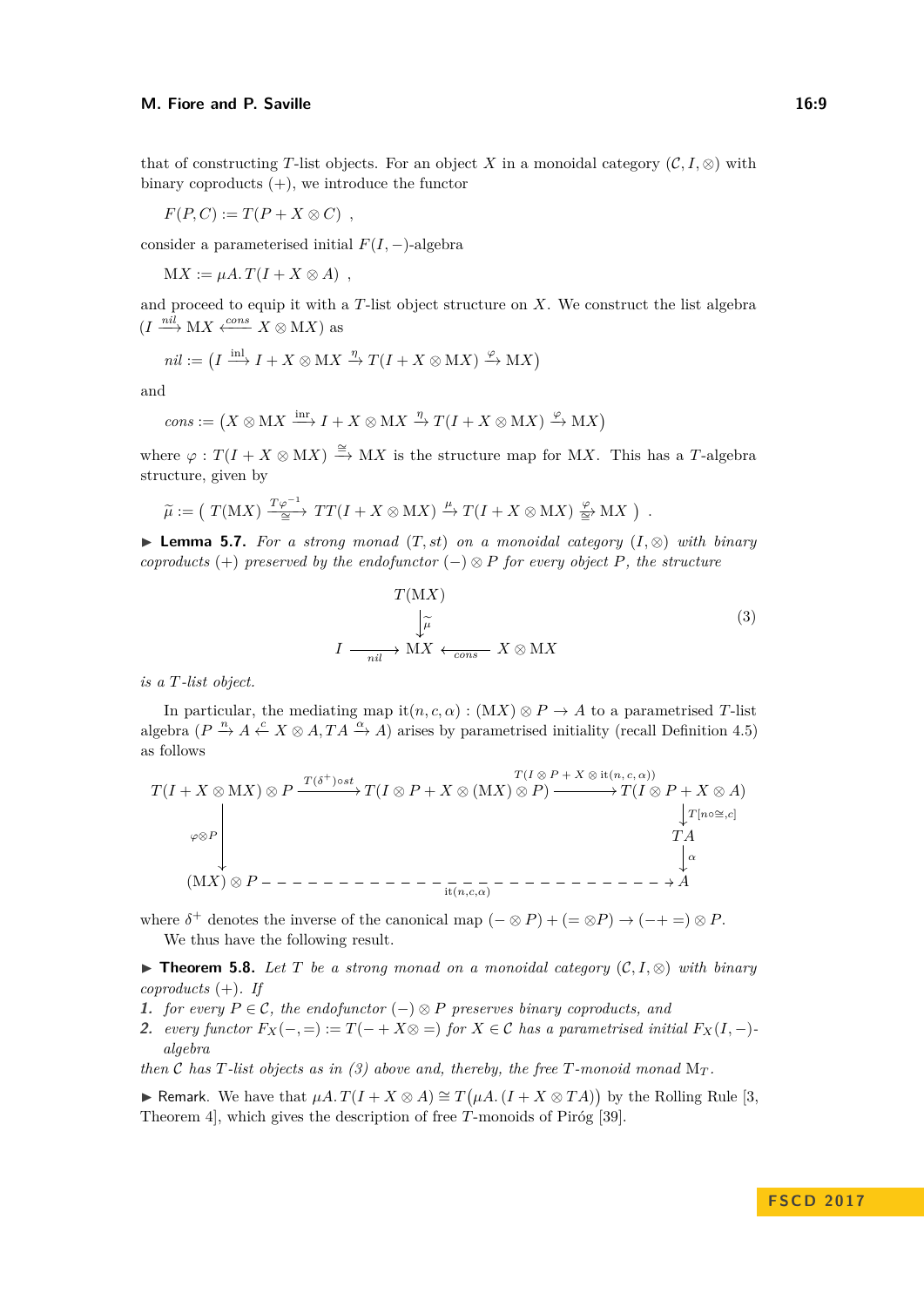that of constructing $T$-list objects. For an object $X$ in a monoidal category $(\mathcal{C}, I, \otimes)$ with binary coproducts $(+)$, we introduce the functor

$$F(P, C) := T(P + X \otimes C) \ ,$$

consider a parameterised initial $F(I, -)$-algebra

$$\mathrm{M}X := \mu A.\, T(I + X \otimes A) \ ,$$

and proceed to equip it with a $T$-list object structure on $X$. We construct the list algebra $(I \xrightarrow{nil} \mathrm{M}X \xleftarrow{cons} X \otimes \mathrm{M}X)$ as

$$nil := \big( I \xrightarrow{\mathrm{inl}} I + X \otimes \mathrm{M}X \xrightarrow{\eta} T(I + X \otimes \mathrm{M}X) \xrightarrow{\varphi} \mathrm{M}X \big)$$

and

$$cons := \big( X \otimes \mathrm{M}X \xrightarrow{\mathrm{inr}} I + X \otimes \mathrm{M}X \xrightarrow{\eta} T(I + X \otimes \mathrm{M}X) \xrightarrow{\varphi} \mathrm{M}X \big)$$

where $\varphi : T(I + X \otimes \mathrm{M}X) \xrightarrow{\cong} \mathrm{M}X$ is the structure map for $\mathrm{M}X$. This has a $T$-algebra structure, given by

$$\widetilde{\mu} := \big( \, T(\mathrm{M}X) \xrightarrow[\cong]{T\varphi^{-1}} TT(I + X \otimes \mathrm{M}X) \xrightarrow{\mu} T(I + X \otimes \mathrm{M}X) \xrightarrow[\cong]{\varphi} \mathrm{M}X \, \big) \ .$$

▶ **Lemma 5.7.** *For a strong monad $(T, st)$ on a monoidal category $(I, \otimes)$ with binary coproducts $(+)$ preserved by the endofunctor $(-) \otimes P$ for every object $P$, the structure*

$$\begin{array}{ccccc} & & T(\mathrm{M}X) & & \\ & & \big\downarrow \widetilde{\mu} & & \\ I & \xrightarrow[nil]{} & \mathrm{M}X & \xleftarrow[cons]{} & X \otimes \mathrm{M}X \end{array} \qquad (3)$$

*is a $T$-list object.*

In particular, the mediating map $\mathrm{it}(n, c, \alpha) : (\mathrm{M}X) \otimes P \to A$ to a parametrised $T$-list algebra $(P \xrightarrow{n} A \xleftarrow{c} X \otimes A, TA \xrightarrow{\alpha} A)$ arises by parametrised initiality (recall Definition 4.5) as follows

$$\begin{array}{ccccc} T(I + X \otimes \mathrm{M}X) \otimes P & \xrightarrow{T(\delta^+) \circ st} & T(I \otimes P + X \otimes (\mathrm{M}X) \otimes P) & \xrightarrow{T(I \otimes P + X \otimes \mathrm{it}(n,c,\alpha))} & T(I \otimes P + X \otimes A) \\ & & & & \big\downarrow T[n \circ \cong, c] \\ \big\downarrow \varphi \otimes P & & & & TA \\ & & & & \big\downarrow \alpha \\ (\mathrm{M}X) \otimes P & \dashrightarrow & \mathrm{it}(n,c,\alpha) & \dashrightarrow & A \end{array}$$

where $\delta^+$ denotes the inverse of the canonical map $(- \otimes P) + (= \otimes P) \to (- + =) \otimes P$.

We thus have the following result.

▶ **Theorem 5.8.** *Let $T$ be a strong monad on a monoidal category $(\mathcal{C}, I, \otimes)$ with binary coproducts $(+)$. If*

1. *for every $P \in \mathcal{C}$, the endofunctor $(-) \otimes P$ preserves binary coproducts, and*
2. *every functor $F_X(-, =) := T(- + X \otimes =)$ for $X \in \mathcal{C}$ has a parametrised initial $F_X(I, -)$-algebra*

*then $\mathcal{C}$ has $T$-list objects as in (3) above and, thereby, the free $T$-monoid monad $\mathrm{M}_T$.*

▶ Remark. We have that $\mu A.\, T(I + X \otimes A) \cong T\big(\mu A.\, (I + X \otimes TA)\big)$ by the Rolling Rule [3, Theorem 4], which gives the description of free $T$-monoids of Piróg [39].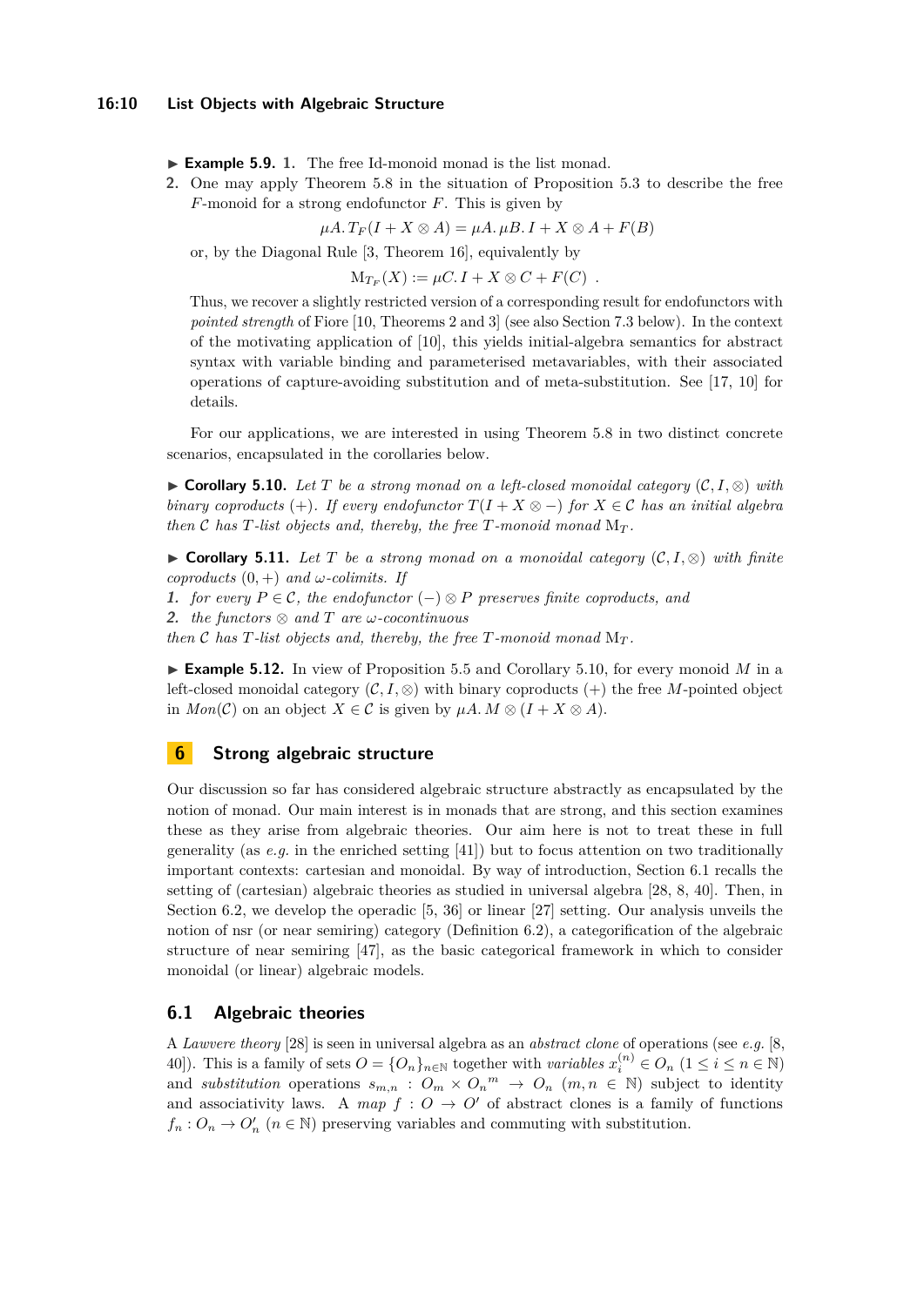▶ **Example 5.9.** **1.** The free Id-monoid monad is the list monad.

**2.** One may apply Theorem 5.8 in the situation of Proposition 5.3 to describe the free $F$-monoid for a strong endofunctor $F$. This is given by

$$\mu A.\, T_F(I + X \otimes A) = \mu A.\, \mu B.\, I + X \otimes A + F(B)$$

or, by the Diagonal Rule [3, Theorem 16], equivalently by

$$\mathrm{M}_{T_F}(X) := \mu C.\, I + X \otimes C + F(C) \ .$$

Thus, we recover a slightly restricted version of a corresponding result for endofunctors with *pointed strength* of Fiore [10, Theorems 2 and 3] (see also Section 7.3 below). In the context of the motivating application of [10], this yields initial-algebra semantics for abstract syntax with variable binding and parameterised metavariables, with their associated operations of capture-avoiding substitution and of meta-substitution. See [17, 10] for details.

For our applications, we are interested in using Theorem 5.8 in two distinct concrete scenarios, encapsulated in the corollaries below.

▶ **Corollary 5.10.** *Let $T$ be a strong monad on a left-closed monoidal category $(\mathcal{C}, I, \otimes)$ with binary coproducts $(+)$. If every endofunctor $T(I + X \otimes -)$ for $X \in \mathcal{C}$ has an initial algebra then $\mathcal{C}$ has $T$-list objects and, thereby, the free $T$-monoid monad $\mathrm{M}_T$.*

▶ **Corollary 5.11.** *Let $T$ be a strong monad on a monoidal category $(\mathcal{C}, I, \otimes)$ with finite coproducts $(0, +)$ and $\omega$-colimits. If*

1. *for every $P \in \mathcal{C}$, the endofunctor $(-) \otimes P$ preserves finite coproducts, and*
2. *the functors $\otimes$ and $T$ are $\omega$-cocontinuous*

*then $\mathcal{C}$ has $T$-list objects and, thereby, the free $T$-monoid monad $\mathrm{M}_T$.*

▶ **Example 5.12.** In view of Proposition 5.5 and Corollary 5.10, for every monoid $M$ in a left-closed monoidal category $(\mathcal{C}, I, \otimes)$ with binary coproducts $(+)$ the free $M$-pointed object in *Mon*($\mathcal{C}$) on an object $X \in \mathcal{C}$ is given by $\mu A.\, M \otimes (I + X \otimes A)$.

## 6 Strong algebraic structure

Our discussion so far has considered algebraic structure abstractly as encapsulated by the notion of monad. Our main interest is in monads that are strong, and this section examines these as they arise from algebraic theories. Our aim here is not to treat these in full generality (as *e.g.* in the enriched setting [41]) but to focus attention on two traditionally important contexts: cartesian and monoidal. By way of introduction, Section 6.1 recalls the setting of (cartesian) algebraic theories as studied in universal algebra [28, 8, 40]. Then, in Section 6.2, we develop the operadic [5, 36] or linear [27] setting. Our analysis unveils the notion of nsr (or near semiring) category (Definition 6.2), a categorification of the algebraic structure of near semiring [47], as the basic categorical framework in which to consider monoidal (or linear) algebraic models.

### 6.1 Algebraic theories

A *Lawvere theory* [28] is seen in universal algebra as an *abstract clone* of operations (see *e.g.* [8, 40]). This is a family of sets $O = \{O_n\}_{n \in \mathbb{N}}$ together with *variables* $x_i^{(n)} \in O_n$ $(1 \leq i \leq n \in \mathbb{N})$ and *substitution* operations $s_{m,n} : O_m \times {O_n}^m \to O_n$ $(m, n \in \mathbb{N})$ subject to identity and associativity laws. A *map* $f : O \to O'$ of abstract clones is a family of functions $f_n : O_n \to O'_n$ $(n \in \mathbb{N})$ preserving variables and commuting with substitution.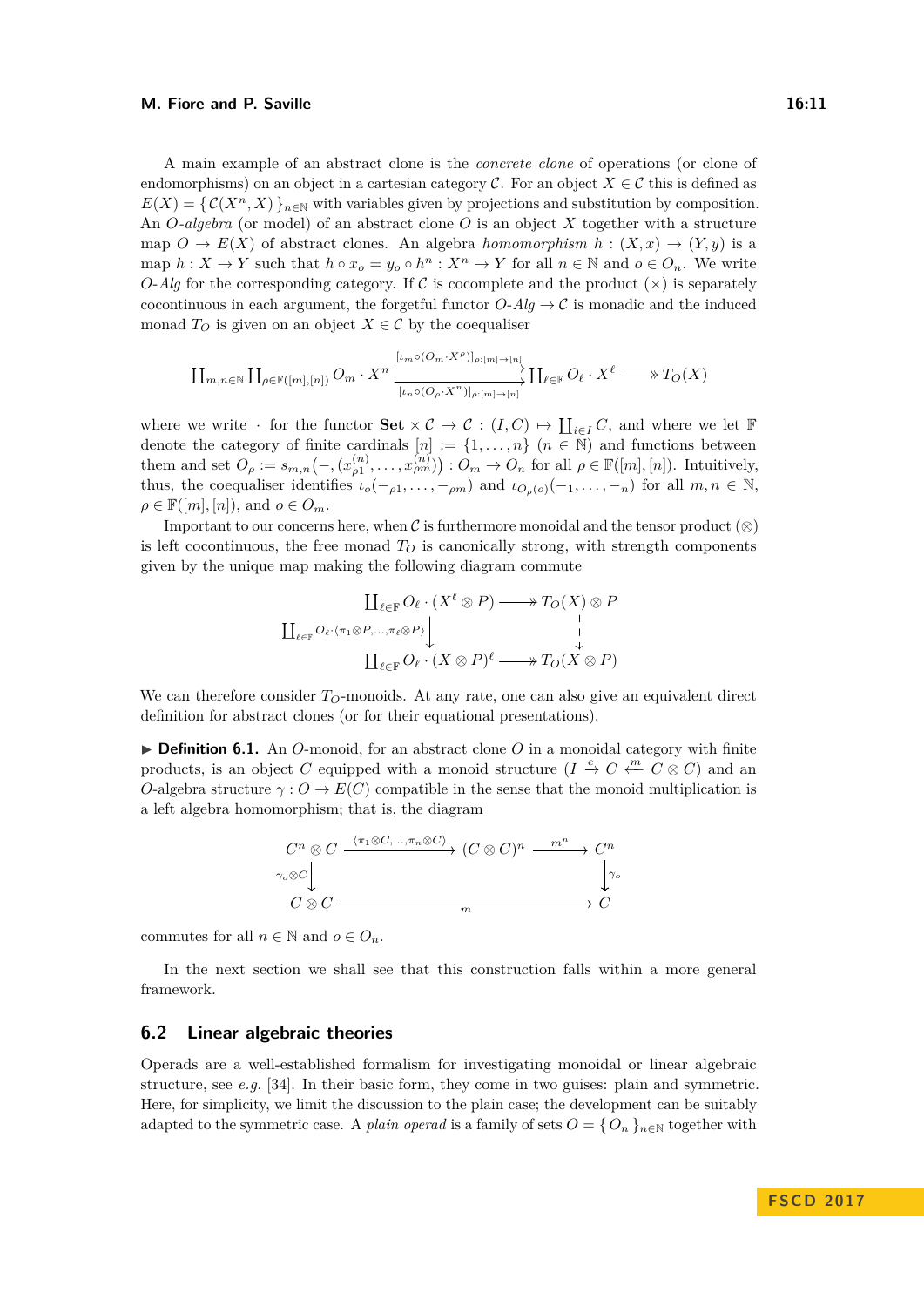A main example of an abstract clone is the *concrete clone* of operations (or clone of endomorphisms) on an object in a cartesian category $\mathcal{C}$. For an object $X \in \mathcal{C}$ this is defined as $E(X) = \{ \mathcal{C}(X^n, X) \}_{n\in\mathbb{N}}$ with variables given by projections and substitution by composition. An $O$-*algebra* (or model) of an abstract clone $O$ is an object $X$ together with a structure map $O \to E(X)$ of abstract clones. An algebra *homomorphism* $h : (X, x) \to (Y, y)$ is a map $h : X \to Y$ such that $h \circ x_o = y_o \circ h^n : X^n \to Y$ for all $n \in \mathbb{N}$ and $o \in O_n$. We write $O$-*Alg* for the corresponding category. If $\mathcal{C}$ is cocomplete and the product $(\times)$ is separately cocontinuous in each argument, the forgetful functor $O$-*Alg* $\to \mathcal{C}$ is monadic and the induced monad $T_O$ is given on an object $X \in \mathcal{C}$ by the coequaliser

$$\coprod_{m,n\in\mathbb{N}} \coprod_{\rho\in\mathbb{F}([m],[n])} O_m \cdot X^n \overset{[\iota_m \circ (O_m \cdot X^\rho)]_{\rho:[m]\to[n]}}{\underset{[\iota_n \circ (O_\rho \cdot X^n)]_{\rho:[m]\to[n]}}{\rightrightarrows}} \coprod_{\ell\in\mathbb{F}} O_\ell \cdot X^\ell \twoheadrightarrow T_O(X)$$

where we write $\cdot$ for the functor $\mathbf{Set} \times \mathcal{C} \to \mathcal{C} : (I, C) \mapsto \coprod_{i\in I} C$, and where we let $\mathbb{F}$ denote the category of finite cardinals $[n] := \{1, \ldots, n\}$ $(n \in \mathbb{N})$ and functions between them and set $O_\rho := s_{m,n}\big(-, (x^{(n)}_{\rho 1}, \ldots, x^{(n)}_{\rho m})\big) : O_m \to O_n$ for all $\rho \in \mathbb{F}([m], [n])$. Intuitively, thus, the coequaliser identifies $\iota_o(-_{\rho 1}, \ldots, -_{\rho m})$ and $\iota_{O_\rho(o)}(-_1, \ldots, -_n)$ for all $m, n \in \mathbb{N}$, $\rho \in \mathbb{F}([m], [n])$, and $o \in O_m$.

Important to our concerns here, when $\mathcal{C}$ is furthermore monoidal and the tensor product $(\otimes)$ is left cocontinuous, the free monad $T_O$ is canonically strong, with strength components given by the unique map making the following diagram commute

$$\begin{array}{ccc}
\coprod_{\ell\in\mathbb{F}} O_\ell \cdot (X^\ell \otimes P) & \twoheadrightarrow & T_O(X) \otimes P \\
{\scriptstyle \coprod_{\ell\in\mathbb{F}} O_\ell \cdot \langle \pi_1 \otimes P, \ldots, \pi_\ell \otimes P\rangle} \downarrow & & \downarrow \\
\coprod_{\ell\in\mathbb{F}} O_\ell \cdot (X \otimes P)^\ell & \twoheadrightarrow & T_O(X \otimes P)
\end{array}$$

We can therefore consider $T_O$-monoids. At any rate, one can also give an equivalent direct definition for abstract clones (or for their equational presentations).

▶ **Definition 6.1.** An $O$-monoid, for an abstract clone $O$ in a monoidal category with finite products, is an object $C$ equipped with a monoid structure $(I \xrightarrow{e} C \xleftarrow{m} C \otimes C)$ and an $O$-algebra structure $\gamma : O \to E(C)$ compatible in the sense that the monoid multiplication is a left algebra homomorphism; that is, the diagram

$$\begin{array}{ccccc}
C^n \otimes C & \xrightarrow{\langle \pi_1 \otimes C, \ldots, \pi_n \otimes C\rangle} & (C \otimes C)^n & \xrightarrow{m^n} & C^n \\
{\scriptstyle \gamma_o \otimes C}\downarrow & & & & \downarrow{\scriptstyle \gamma_o} \\
C \otimes C & & \xrightarrow{\quad m \quad} & & C
\end{array}$$

commutes for all $n \in \mathbb{N}$ and $o \in O_n$.

In the next section we shall see that this construction falls within a more general framework.

## 6.2 Linear algebraic theories

Operads are a well-established formalism for investigating monoidal or linear algebraic structure, see *e.g.* [34]. In their basic form, they come in two guises: plain and symmetric. Here, for simplicity, we limit the discussion to the plain case; the development can be suitably adapted to the symmetric case. A *plain operad* is a family of sets $O = \{ O_n \}_{n\in\mathbb{N}}$ together with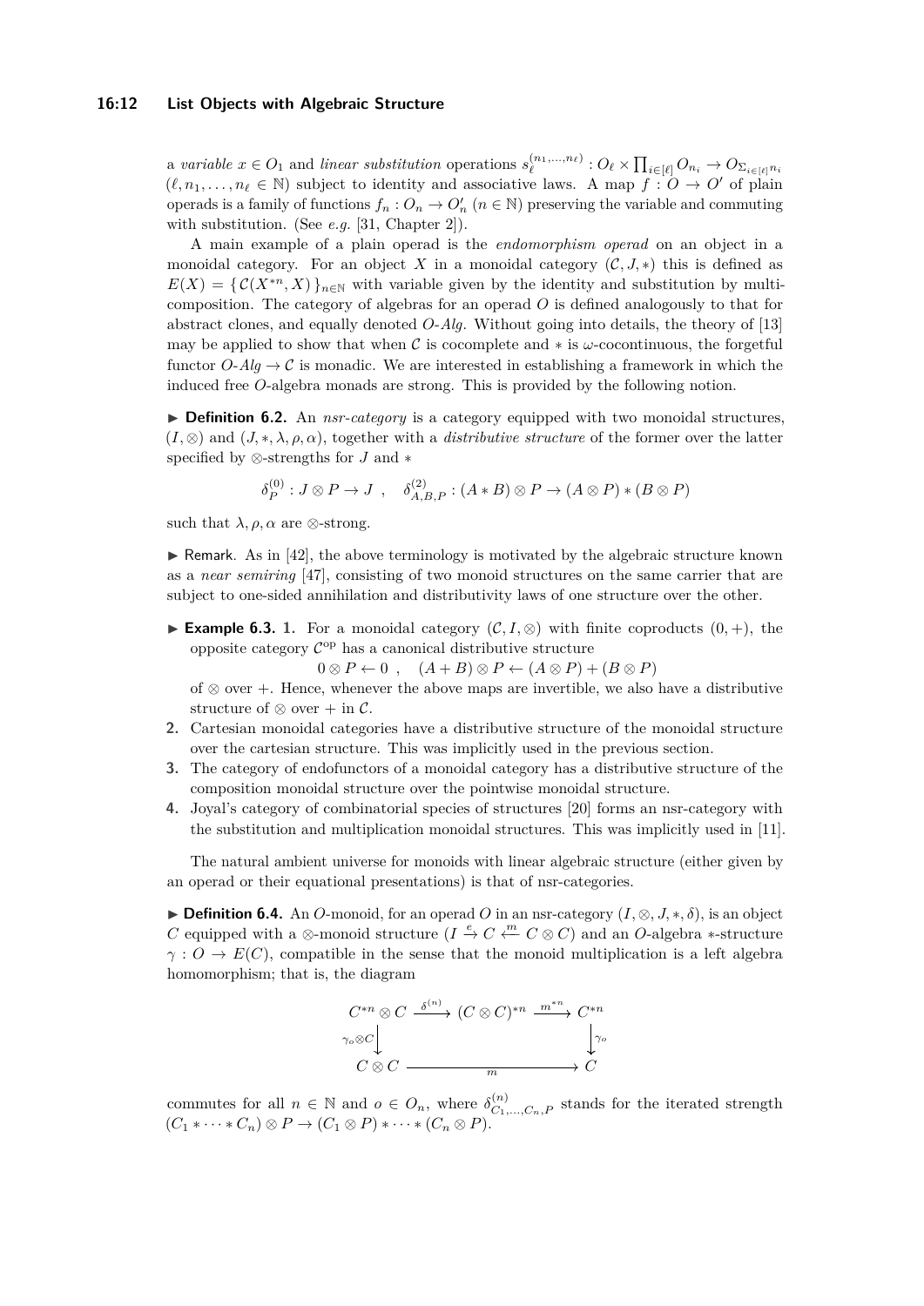a *variable* $x \in O_1$ and *linear substitution* operations $s_\ell^{(n_1,\ldots,n_\ell)} : O_\ell \times \prod_{i\in[\ell]} O_{n_i} \to O_{\Sigma_{i\in[\ell]} n_i}$ $(\ell, n_1, \ldots, n_\ell \in \mathbb{N})$ subject to identity and associative laws. A map $f : O \to O'$ of plain operads is a family of functions $f_n : O_n \to O'_n$ $(n \in \mathbb{N})$ preserving the variable and commuting with substitution. (See *e.g.* [31, Chapter 2]).

A main example of a plain operad is the *endomorphism operad* on an object in a monoidal category. For an object $X$ in a monoidal category $(\mathcal{C}, J, *)$ this is defined as $E(X) = \{\, \mathcal{C}(X^{*n}, X)\,\}_{n\in\mathbb{N}}$ with variable given by the identity and substitution by multi-composition. The category of algebras for an operad $O$ is defined analogously to that for abstract clones, and equally denoted *O-Alg*. Without going into details, the theory of [13] may be applied to show that when $\mathcal{C}$ is cocomplete and $*$ is $\omega$-cocontinuous, the forgetful functor $O\text{-}Alg \to \mathcal{C}$ is monadic. We are interested in establishing a framework in which the induced free $O$-algebra monads are strong. This is provided by the following notion.

▶ **Definition 6.2.** An *nsr-category* is a category equipped with two monoidal structures, $(I, \otimes)$ and $(J, *, \lambda, \rho, \alpha)$, together with a *distributive structure* of the former over the latter specified by $\otimes$-strengths for $J$ and $*$

$$\delta_P^{(0)} : J \otimes P \to J \quad , \quad \delta_{A,B,P}^{(2)} : (A * B) \otimes P \to (A \otimes P) * (B \otimes P)$$

such that $\lambda, \rho, \alpha$ are $\otimes$-strong.

▶ Remark. As in [42], the above terminology is motivated by the algebraic structure known as a *near semiring* [47], consisting of two monoid structures on the same carrier that are subject to one-sided annihilation and distributivity laws of one structure over the other.

▶ **Example 6.3.**
1. For a monoidal category $(\mathcal{C}, I, \otimes)$ with finite coproducts $(0, +)$, the opposite category $\mathcal{C}^{\mathrm{op}}$ has a canonical distributive structure
$$0 \otimes P \leftarrow 0 \quad , \quad (A + B) \otimes P \leftarrow (A \otimes P) + (B \otimes P)$$
of $\otimes$ over $+$. Hence, whenever the above maps are invertible, we also have a distributive structure of $\otimes$ over $+$ in $\mathcal{C}$.
2. Cartesian monoidal categories have a distributive structure of the monoidal structure over the cartesian structure. This was implicitly used in the previous section.
3. The category of endofunctors of a monoidal category has a distributive structure of the composition monoidal structure over the pointwise monoidal structure.
4. Joyal's category of combinatorial species of structures [20] forms an nsr-category with the substitution and multiplication monoidal structures. This was implicitly used in [11].

The natural ambient universe for monoids with linear algebraic structure (either given by an operad or their equational presentations) is that of nsr-categories.

▶ **Definition 6.4.** An $O$-monoid, for an operad $O$ in an nsr-category $(I, \otimes, J, *, \delta)$, is an object $C$ equipped with a $\otimes$-monoid structure $(I \xrightarrow{e} C \xleftarrow{m} C \otimes C)$ and an $O$-algebra $*$-structure $\gamma : O \to E(C)$, compatible in the sense that the monoid multiplication is a left algebra homomorphism; that is, the diagram

$$\begin{array}{ccccc}
C^{*n} \otimes C & \xrightarrow{\delta^{(n)}} & (C \otimes C)^{*n} & \xrightarrow{m^{*n}} & C^{*n} \\
\downarrow{\scriptstyle \gamma_o \otimes C} & & & & \downarrow{\scriptstyle \gamma_o} \\
C \otimes C & & \xrightarrow{\quad m \quad} & & C
\end{array}$$

commutes for all $n \in \mathbb{N}$ and $o \in O_n$, where $\delta_{C_1,\ldots,C_n,P}^{(n)}$ stands for the iterated strength $(C_1 * \cdots * C_n) \otimes P \to (C_1 \otimes P) * \cdots * (C_n \otimes P)$.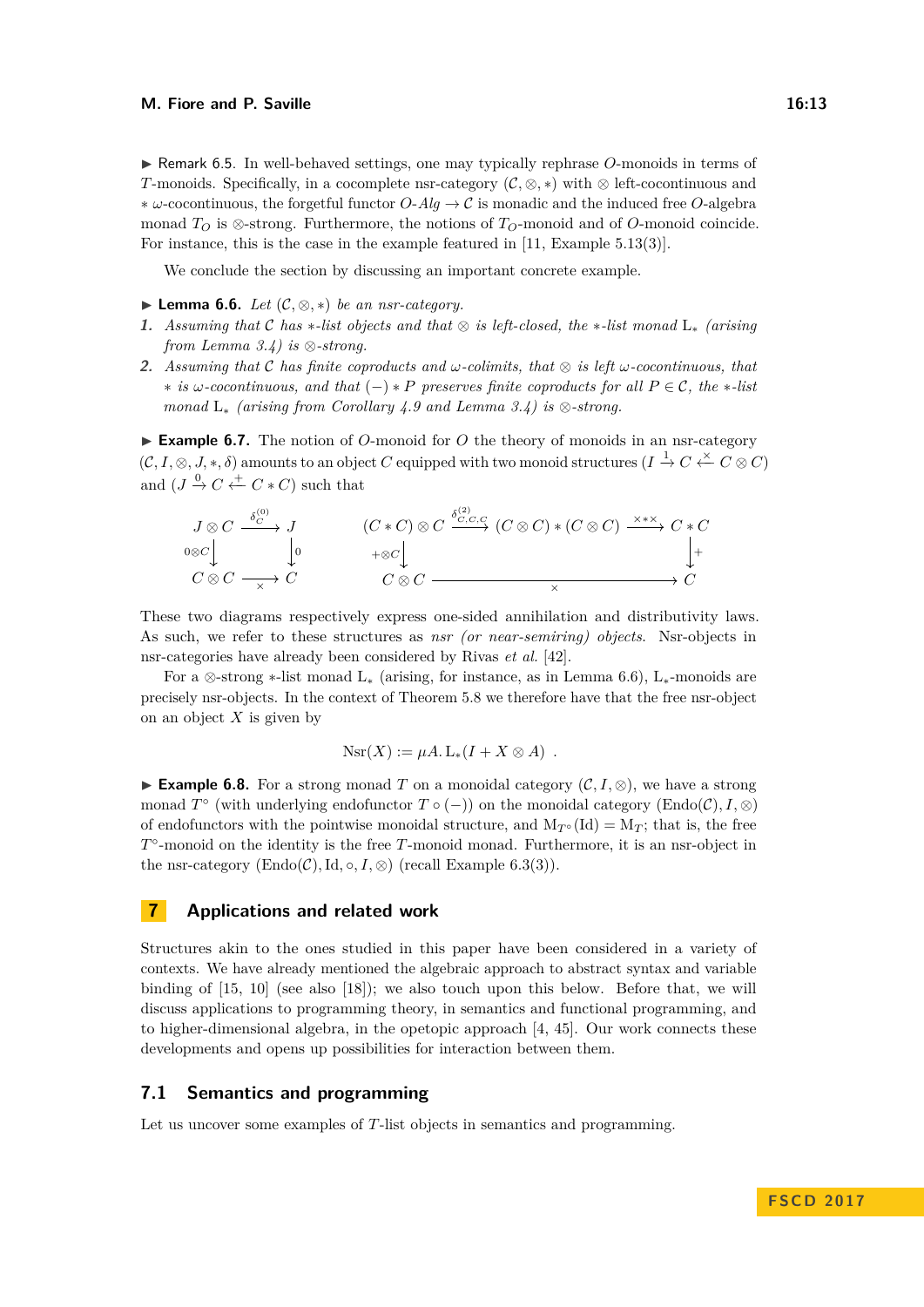▶ Remark 6.5. In well-behaved settings, one may typically rephrase $O$-monoids in terms of $T$-monoids. Specifically, in a cocomplete nsr-category $(\mathcal{C}, \otimes, *)$ with $\otimes$ left-cocontinuous and $*$ $\omega$-cocontinuous, the forgetful functor $O\text{-}Alg \to \mathcal{C}$ is monadic and the induced free $O$-algebra monad $T_O$ is $\otimes$-strong. Furthermore, the notions of $T_O$-monoid and of $O$-monoid coincide. For instance, this is the case in the example featured in [11, Example 5.13(3)].

We conclude the section by discussing an important concrete example.

▶ **Lemma 6.6.** *Let $(\mathcal{C}, \otimes, *)$ be an nsr-category.*

1. *Assuming that $\mathcal{C}$ has $*$-list objects and that $\otimes$ is left-closed, the $*$-list monad $\mathrm{L}_*$ (arising from Lemma 3.4) is $\otimes$-strong.*
2. *Assuming that $\mathcal{C}$ has finite coproducts and $\omega$-colimits, that $\otimes$ is left $\omega$-cocontinuous, that $*$ is $\omega$-cocontinuous, and that $(-) * P$ preserves finite coproducts for all $P \in \mathcal{C}$, the $*$-list monad $\mathrm{L}_*$ (arising from Corollary 4.9 and Lemma 3.4) is $\otimes$-strong.*

▶ **Example 6.7.** The notion of $O$-monoid for $O$ the theory of monoids in an nsr-category $(\mathcal{C}, I, \otimes, J, *, \delta)$ amounts to an object $C$ equipped with two monoid structures $(I \xrightarrow{1} C \xleftarrow{\times} C \otimes C)$ and $(J \xrightarrow{0} C \xleftarrow{+} C * C)$ such that

$$
\begin{array}{ccc}
J \otimes C & \xrightarrow{\delta^{(0)}_C} & J \\
{\scriptstyle 0 \otimes C}\downarrow & & \downarrow{\scriptstyle 0} \\
C \otimes C & \xrightarrow[\times]{} & C
\end{array}
\qquad
\begin{array}{ccccc}
(C * C) \otimes C & \xrightarrow{\delta^{(2)}_{C,C,C}} & (C \otimes C) * (C \otimes C) & \xrightarrow{\times * \times} & C * C \\
{\scriptstyle + \otimes C}\downarrow & & & & \downarrow{\scriptstyle +} \\
C \otimes C & & \xrightarrow[\times]{\hspace{6em}} & & C
\end{array}
$$

These two diagrams respectively express one-sided annihilation and distributivity laws. As such, we refer to these structures as *nsr (or near-semiring) objects*. Nsr-objects in nsr-categories have already been considered by Rivas *et al.* [42].

For a $\otimes$-strong $*$-list monad $\mathrm{L}_*$ (arising, for instance, as in Lemma 6.6), $\mathrm{L}_*$-monoids are precisely nsr-objects. In the context of Theorem 5.8 we therefore have that the free nsr-object on an object $X$ is given by

$$
\mathrm{Nsr}(X) := \mu A.\, \mathrm{L}_*(I + X \otimes A) \ .
$$

▶ **Example 6.8.** For a strong monad $T$ on a monoidal category $(\mathcal{C}, I, \otimes)$, we have a strong monad $T^\circ$ (with underlying endofunctor $T \circ (-)$) on the monoidal category $(\mathrm{Endo}(\mathcal{C}), I, \otimes)$ of endofunctors with the pointwise monoidal structure, and $\mathrm{M}_{T^\circ}(\mathrm{Id}) = \mathrm{M}_T$; that is, the free $T^\circ$-monoid on the identity is the free $T$-monoid monad. Furthermore, it is an nsr-object in the nsr-category $(\mathrm{Endo}(\mathcal{C}), \mathrm{Id}, \circ, I, \otimes)$ (recall Example 6.3(3)).

## 7 Applications and related work

Structures akin to the ones studied in this paper have been considered in a variety of contexts. We have already mentioned the algebraic approach to abstract syntax and variable binding of [15, 10] (see also [18]); we also touch upon this below. Before that, we will discuss applications to programming theory, in semantics and functional programming, and to higher-dimensional algebra, in the opetopic approach [4, 45]. Our work connects these developments and opens up possibilities for interaction between them.

### 7.1 Semantics and programming

Let us uncover some examples of $T$-list objects in semantics and programming.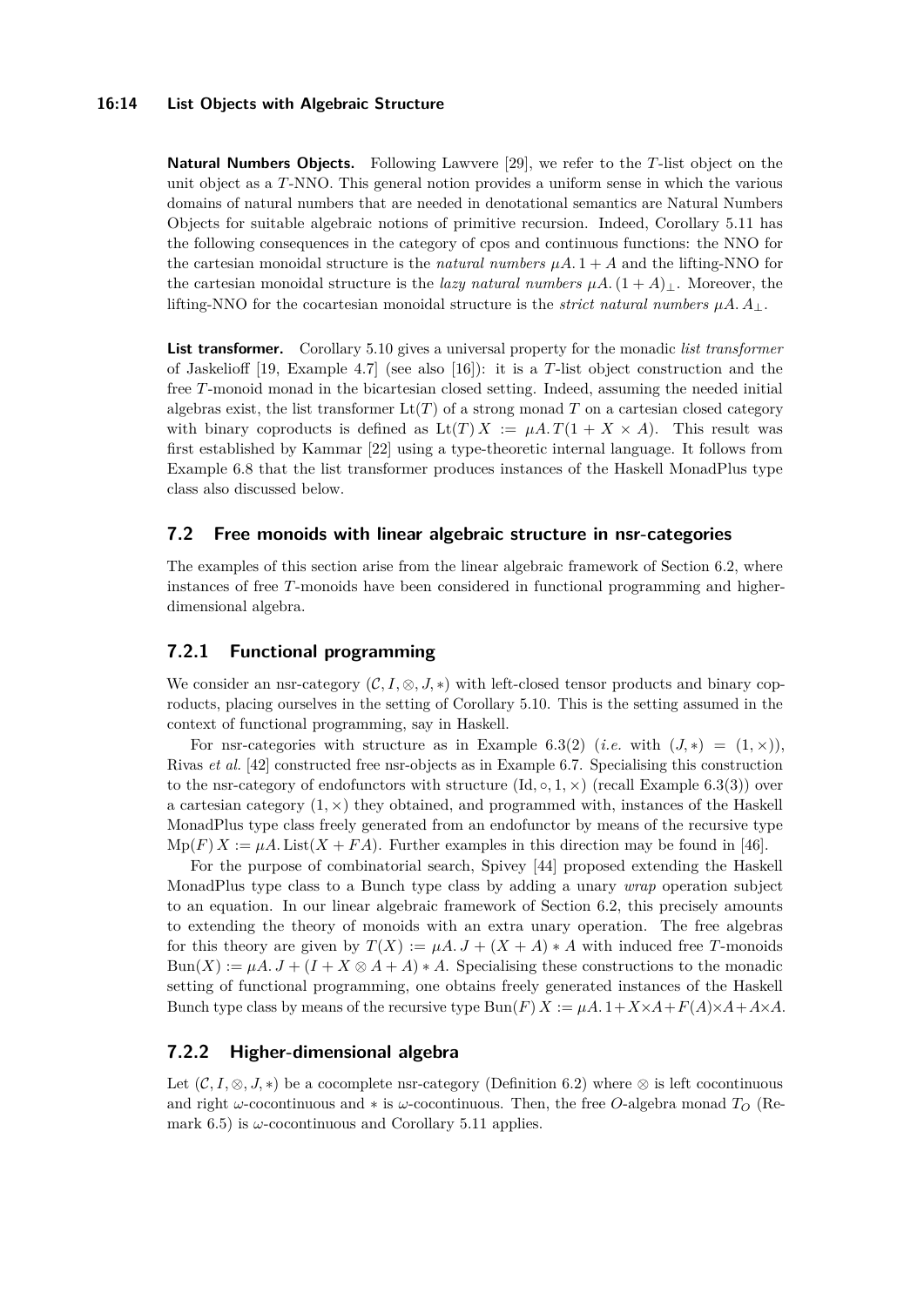**Natural Numbers Objects.** Following Lawvere [29], we refer to the $T$-list object on the unit object as a $T$-NNO. This general notion provides a uniform sense in which the various domains of natural numbers that are needed in denotational semantics are Natural Numbers Objects for suitable algebraic notions of primitive recursion. Indeed, Corollary 5.11 has the following consequences in the category of cpos and continuous functions: the NNO for the cartesian monoidal structure is the *natural numbers* $\mu A.\, 1 + A$ and the lifting-NNO for the cartesian monoidal structure is the *lazy natural numbers* $\mu A.\, (1 + A)_\perp$. Moreover, the lifting-NNO for the cocartesian monoidal structure is the *strict natural numbers* $\mu A.\, A_\perp$.

**List transformer.** Corollary 5.10 gives a universal property for the monadic *list transformer* of Jaskelioff [19, Example 4.7] (see also [16]): it is a $T$-list object construction and the free $T$-monoid monad in the bicartesian closed setting. Indeed, assuming the needed initial algebras exist, the list transformer $\mathrm{Lt}(T)$ of a strong monad $T$ on a cartesian closed category with binary coproducts is defined as $\mathrm{Lt}(T)\, X := \mu A.\, T(1 + X \times A)$. This result was first established by Kammar [22] using a type-theoretic internal language. It follows from Example 6.8 that the list transformer produces instances of the Haskell MonadPlus type class also discussed below.

## 7.2 Free monoids with linear algebraic structure in nsr-categories

The examples of this section arise from the linear algebraic framework of Section 6.2, where instances of free $T$-monoids have been considered in functional programming and higher-dimensional algebra.

### 7.2.1 Functional programming

We consider an nsr-category $(\mathcal{C}, I, \otimes, J, *)$ with left-closed tensor products and binary coproducts, placing ourselves in the setting of Corollary 5.10. This is the setting assumed in the context of functional programming, say in Haskell.

For nsr-categories with structure as in Example 6.3(2) (*i.e.* with $(J, *) = (1, \times)$), Rivas *et al.* [42] constructed free nsr-objects as in Example 6.7. Specialising this construction to the nsr-category of endofunctors with structure $(\mathrm{Id}, \circ, 1, \times)$ (recall Example 6.3(3)) over a cartesian category $(1, \times)$ they obtained, and programmed with, instances of the Haskell MonadPlus type class freely generated from an endofunctor by means of the recursive type $\mathrm{Mp}(F)\, X := \mu A.\, \mathrm{List}(X + FA)$. Further examples in this direction may be found in [46].

For the purpose of combinatorial search, Spivey [44] proposed extending the Haskell MonadPlus type class to a Bunch type class by adding a unary *wrap* operation subject to an equation. In our linear algebraic framework of Section 6.2, this precisely amounts to extending the theory of monoids with an extra unary operation. The free algebras for this theory are given by $T(X) := \mu A.\, J + (X + A) * A$ with induced free $T$-monoids $\mathrm{Bun}(X) := \mu A.\, J + (I + X \otimes A + A) * A$. Specialising these constructions to the monadic setting of functional programming, one obtains freely generated instances of the Haskell Bunch type class by means of the recursive type $\mathrm{Bun}(F)\, X := \mu A.\, 1 + X \times A + F(A) \times A + A \times A$.

### 7.2.2 Higher-dimensional algebra

Let $(\mathcal{C}, I, \otimes, J, *)$ be a cocomplete nsr-category (Definition 6.2) where $\otimes$ is left cocontinuous and right $\omega$-cocontinuous and $*$ is $\omega$-cocontinuous. Then, the free $O$-algebra monad $T_O$ (Remark 6.5) is $\omega$-cocontinuous and Corollary 5.11 applies.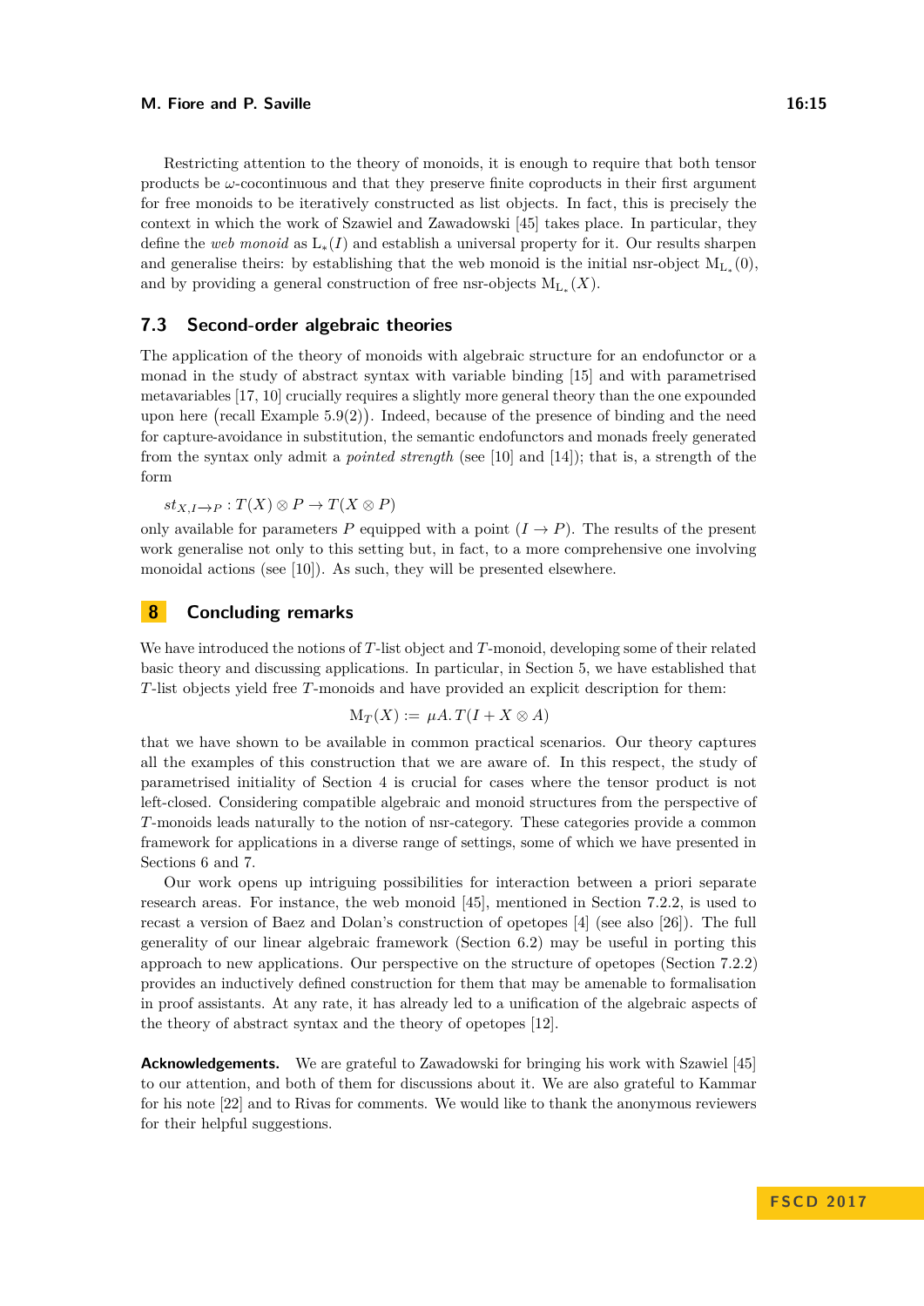Restricting attention to the theory of monoids, it is enough to require that both tensor products be $\omega$-cocontinuous and that they preserve finite coproducts in their first argument for free monoids to be iteratively constructed as list objects. In fact, this is precisely the context in which the work of Szawiel and Zawadowski [45] takes place. In particular, they define the *web monoid* as $\mathrm{L}_*(I)$ and establish a universal property for it. Our results sharpen and generalise theirs: by establishing that the web monoid is the initial nsr-object $\mathrm{M}_{\mathrm{L}_*}(0)$, and by providing a general construction of free nsr-objects $\mathrm{M}_{\mathrm{L}_*}(X)$.

### 7.3 Second-order algebraic theories

The application of the theory of monoids with algebraic structure for an endofunctor or a monad in the study of abstract syntax with variable binding [15] and with parametrised metavariables [17, 10] crucially requires a slightly more general theory than the one expounded upon here (recall Example 5.9(2)). Indeed, because of the presence of binding and the need for capture-avoidance in substitution, the semantic endofunctors and monads freely generated from the syntax only admit a *pointed strength* (see [10] and [14]); that is, a strength of the form

$$st_{X,I\to P} : T(X)\otimes P \to T(X\otimes P)$$

only available for parameters $P$ equipped with a point $(I \to P)$. The results of the present work generalise not only to this setting but, in fact, to a more comprehensive one involving monoidal actions (see [10]). As such, they will be presented elsewhere.

## 8 Concluding remarks

We have introduced the notions of $T$-list object and $T$-monoid, developing some of their related basic theory and discussing applications. In particular, in Section 5, we have established that $T$-list objects yield free $T$-monoids and have provided an explicit description for them:

$$\mathrm{M}_T(X) := \mu A.\, T(I + X\otimes A)$$

that we have shown to be available in common practical scenarios. Our theory captures all the examples of this construction that we are aware of. In this respect, the study of parametrised initiality of Section 4 is crucial for cases where the tensor product is not left-closed. Considering compatible algebraic and monoid structures from the perspective of $T$-monoids leads naturally to the notion of nsr-category. These categories provide a common framework for applications in a diverse range of settings, some of which we have presented in Sections 6 and 7.

Our work opens up intriguing possibilities for interaction between a priori separate research areas. For instance, the web monoid [45], mentioned in Section 7.2.2, is used to recast a version of Baez and Dolan's construction of opetopes [4] (see also [26]). The full generality of our linear algebraic framework (Section 6.2) may be useful in porting this approach to new applications. Our perspective on the structure of opetopes (Section 7.2.2) provides an inductively defined construction for them that may be amenable to formalisation in proof assistants. At any rate, it has already led to a unification of the algebraic aspects of the theory of abstract syntax and the theory of opetopes [12].

**Acknowledgements.** We are grateful to Zawadowski for bringing his work with Szawiel [45] to our attention, and both of them for discussions about it. We are also grateful to Kammar for his note [22] and to Rivas for comments. We would like to thank the anonymous reviewers for their helpful suggestions.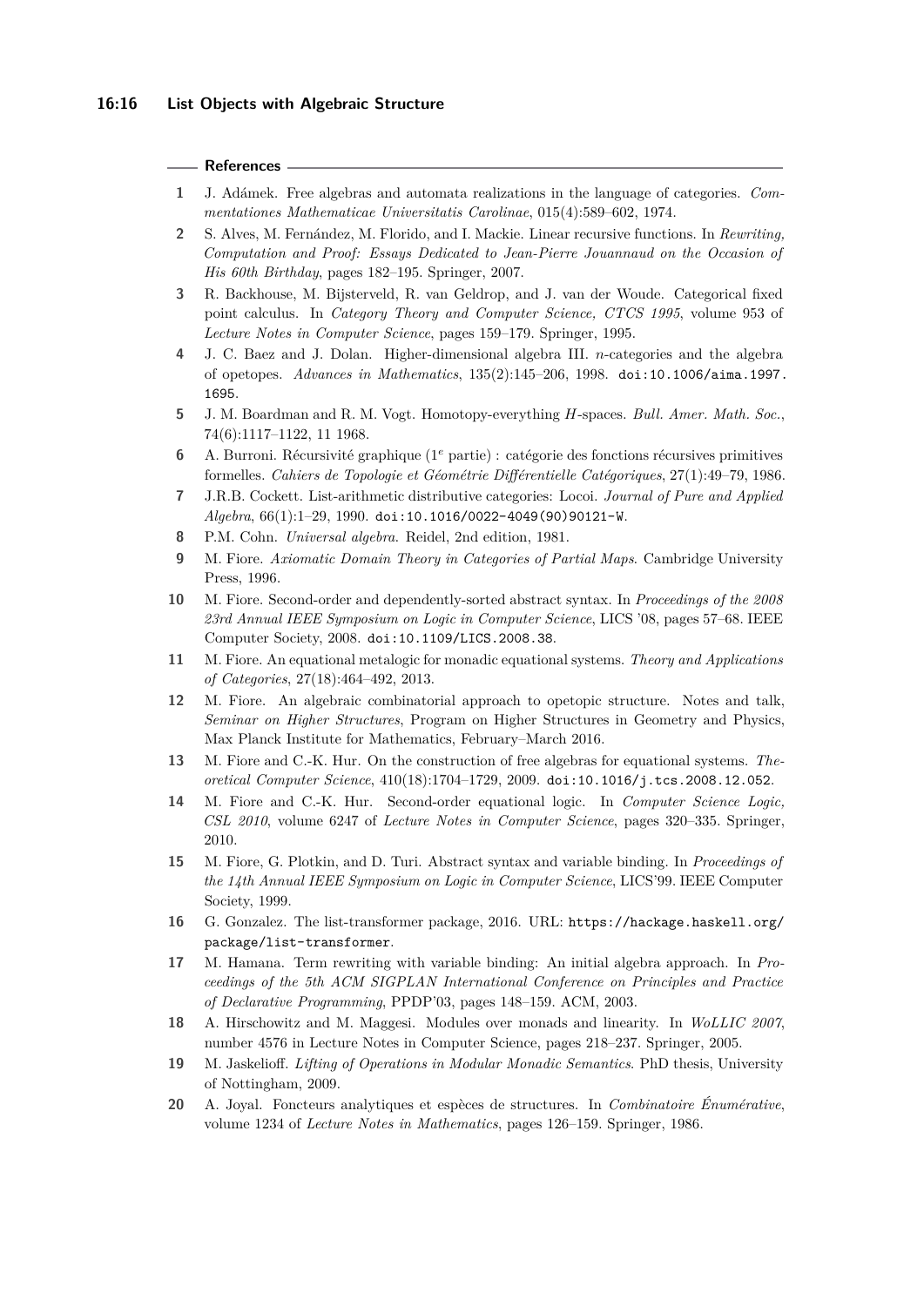## References

1. J. Adámek. Free algebras and automata realizations in the language of categories. *Commentationes Mathematicae Universitatis Carolinae*, 015(4):589–602, 1974.
2. S. Alves, M. Fernández, M. Florido, and I. Mackie. Linear recursive functions. In *Rewriting, Computation and Proof: Essays Dedicated to Jean-Pierre Jouannaud on the Occasion of His 60th Birthday*, pages 182–195. Springer, 2007.
3. R. Backhouse, M. Bijsterveld, R. van Geldrop, and J. van der Woude. Categorical fixed point calculus. In *Category Theory and Computer Science, CTCS 1995*, volume 953 of *Lecture Notes in Computer Science*, pages 159–179. Springer, 1995.
4. J. C. Baez and J. Dolan. Higher-dimensional algebra III. $n$-categories and the algebra of opetopes. *Advances in Mathematics*, 135(2):145–206, 1998. doi:10.1006/aima.1997.1695.
5. J. M. Boardman and R. M. Vogt. Homotopy-everything $H$-spaces. *Bull. Amer. Math. Soc.*, 74(6):1117–1122, 11 1968.
6. A. Burroni. Récursivité graphique ($1^e$ partie) : catégorie des fonctions récursives primitives formelles. *Cahiers de Topologie et Géométrie Différentielle Catégoriques*, 27(1):49–79, 1986.
7. J.R.B. Cockett. List-arithmetic distributive categories: Locoi. *Journal of Pure and Applied Algebra*, 66(1):1–29, 1990. doi:10.1016/0022-4049(90)90121-W.
8. P.M. Cohn. *Universal algebra.* Reidel, 2nd edition, 1981.
9. M. Fiore. *Axiomatic Domain Theory in Categories of Partial Maps*. Cambridge University Press, 1996.
10. M. Fiore. Second-order and dependently-sorted abstract syntax. In *Proceedings of the 2008 23rd Annual IEEE Symposium on Logic in Computer Science*, LICS '08, pages 57–68. IEEE Computer Society, 2008. doi:10.1109/LICS.2008.38.
11. M. Fiore. An equational metalogic for monadic equational systems. *Theory and Applications of Categories*, 27(18):464–492, 2013.
12. M. Fiore. An algebraic combinatorial approach to opetopic structure. Notes and talk, *Seminar on Higher Structures*, Program on Higher Structures in Geometry and Physics, Max Planck Institute for Mathematics, February–March 2016.
13. M. Fiore and C.-K. Hur. On the construction of free algebras for equational systems. *Theoretical Computer Science*, 410(18):1704–1729, 2009. doi:10.1016/j.tcs.2008.12.052.
14. M. Fiore and C.-K. Hur. Second-order equational logic. In *Computer Science Logic, CSL 2010*, volume 6247 of *Lecture Notes in Computer Science*, pages 320–335. Springer, 2010.
15. M. Fiore, G. Plotkin, and D. Turi. Abstract syntax and variable binding. In *Proceedings of the 14th Annual IEEE Symposium on Logic in Computer Science*, LICS'99. IEEE Computer Society, 1999.
16. G. Gonzalez. The list-transformer package, 2016. URL: https://hackage.haskell.org/package/list-transformer.
17. M. Hamana. Term rewriting with variable binding: An initial algebra approach. In *Proceedings of the 5th ACM SIGPLAN International Conference on Principles and Practice of Declarative Programming*, PPDP'03, pages 148–159. ACM, 2003.
18. A. Hirschowitz and M. Maggesi. Modules over monads and linearity. In *WoLLIC 2007*, number 4576 in Lecture Notes in Computer Science, pages 218–237. Springer, 2005.
19. M. Jaskelioff. *Lifting of Operations in Modular Monadic Semantics*. PhD thesis, University of Nottingham, 2009.
20. A. Joyal. Foncteurs analytiques et espèces de structures. In *Combinatoire Énumérative*, volume 1234 of *Lecture Notes in Mathematics*, pages 126–159. Springer, 1986.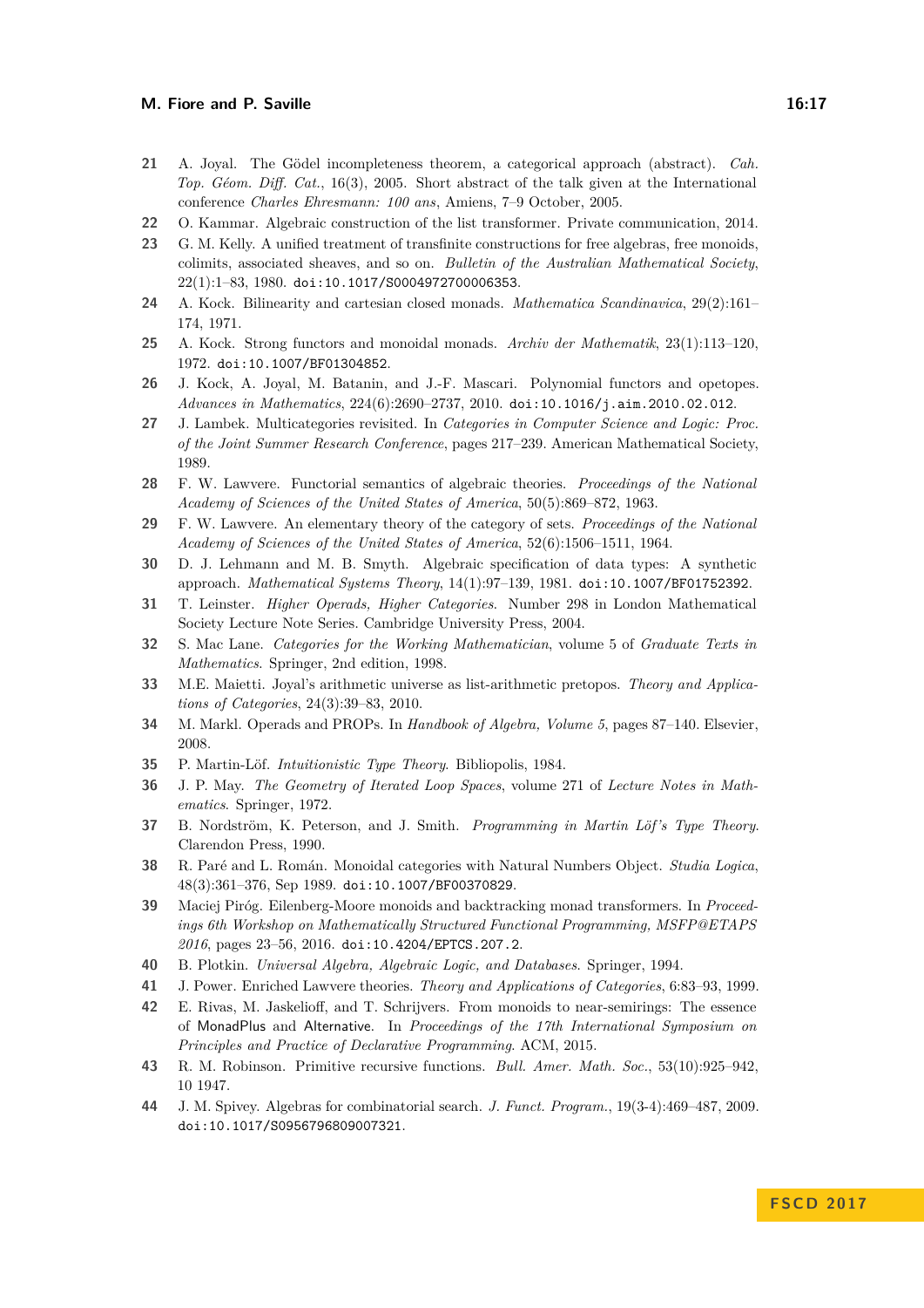21 A. Joyal. The Gödel incompleteness theorem, a categorical approach (abstract). *Cah. Top. Géom. Diff. Cat.*, 16(3), 2005. Short abstract of the talk given at the International conference *Charles Ehresmann: 100 ans*, Amiens, 7–9 October, 2005.

22 O. Kammar. Algebraic construction of the list transformer. Private communication, 2014.

23 G. M. Kelly. A unified treatment of transfinite constructions for free algebras, free monoids, colimits, associated sheaves, and so on. *Bulletin of the Australian Mathematical Society*, 22(1):1–83, 1980. doi:10.1017/S0004972700006353.

24 A. Kock. Bilinearity and cartesian closed monads. *Mathematica Scandinavica*, 29(2):161–174, 1971.

25 A. Kock. Strong functors and monoidal monads. *Archiv der Mathematik*, 23(1):113–120, 1972. doi:10.1007/BF01304852.

26 J. Kock, A. Joyal, M. Batanin, and J.-F. Mascari. Polynomial functors and opetopes. *Advances in Mathematics*, 224(6):2690–2737, 2010. doi:10.1016/j.aim.2010.02.012.

27 J. Lambek. Multicategories revisited. In *Categories in Computer Science and Logic: Proc. of the Joint Summer Research Conference*, pages 217–239. American Mathematical Society, 1989.

28 F. W. Lawvere. Functorial semantics of algebraic theories. *Proceedings of the National Academy of Sciences of the United States of America*, 50(5):869–872, 1963.

29 F. W. Lawvere. An elementary theory of the category of sets. *Proceedings of the National Academy of Sciences of the United States of America*, 52(6):1506–1511, 1964.

30 D. J. Lehmann and M. B. Smyth. Algebraic specification of data types: A synthetic approach. *Mathematical Systems Theory*, 14(1):97–139, 1981. doi:10.1007/BF01752392.

31 T. Leinster. *Higher Operads, Higher Categories*. Number 298 in London Mathematical Society Lecture Note Series. Cambridge University Press, 2004.

32 S. Mac Lane. *Categories for the Working Mathematician*, volume 5 of *Graduate Texts in Mathematics*. Springer, 2nd edition, 1998.

33 M.E. Maietti. Joyal's arithmetic universe as list-arithmetic pretopos. *Theory and Applications of Categories*, 24(3):39–83, 2010.

34 M. Markl. Operads and PROPs. In *Handbook of Algebra, Volume 5*, pages 87–140. Elsevier, 2008.

35 P. Martin-Löf. *Intuitionistic Type Theory*. Bibliopolis, 1984.

36 J. P. May. *The Geometry of Iterated Loop Spaces*, volume 271 of *Lecture Notes in Mathematics*. Springer, 1972.

37 B. Nordström, K. Peterson, and J. Smith. *Programming in Martin Löf's Type Theory*. Clarendon Press, 1990.

38 R. Paré and L. Román. Monoidal categories with Natural Numbers Object. *Studia Logica*, 48(3):361–376, Sep 1989. doi:10.1007/BF00370829.

39 Maciej Piróg. Eilenberg-Moore monoids and backtracking monad transformers. In *Proceedings 6th Workshop on Mathematically Structured Functional Programming, MSFP@ETAPS 2016*, pages 23–56, 2016. doi:10.4204/EPTCS.207.2.

40 B. Plotkin. *Universal Algebra, Algebraic Logic, and Databases*. Springer, 1994.

41 J. Power. Enriched Lawvere theories. *Theory and Applications of Categories*, 6:83–93, 1999.

42 E. Rivas, M. Jaskelioff, and T. Schrijvers. From monoids to near-semirings: The essence of MonadPlus and Alternative. In *Proceedings of the 17th International Symposium on Principles and Practice of Declarative Programming*. ACM, 2015.

43 R. M. Robinson. Primitive recursive functions. *Bull. Amer. Math. Soc.*, 53(10):925–942, 10 1947.

44 J. M. Spivey. Algebras for combinatorial search. *J. Funct. Program.*, 19(3-4):469–487, 2009. doi:10.1017/S0956796809007321.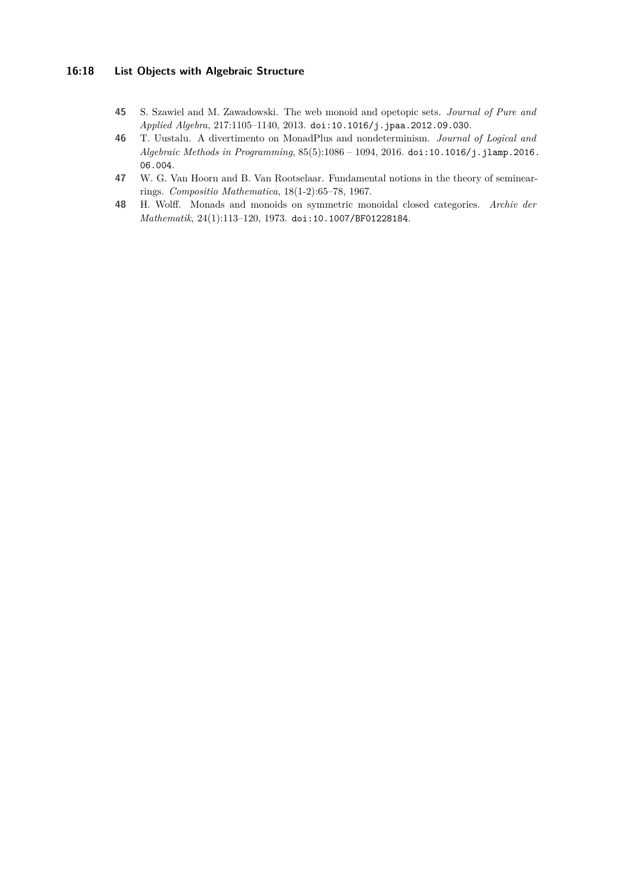45 S. Szawiel and M. Zawadowski. The web monoid and opetopic sets. *Journal of Pure and Applied Algebra*, 217:1105–1140, 2013. doi:10.1016/j.jpaa.2012.09.030.

46 T. Uustalu. A divertimento on MonadPlus and nondeterminism. *Journal of Logical and Algebraic Methods in Programming*, 85(5):1086 – 1094, 2016. doi:10.1016/j.jlamp.2016.06.004.

47 W. G. Van Hoorn and B. Van Rootselaar. Fundamental notions in the theory of seminearrings. *Compositio Mathematica*, 18(1-2):65–78, 1967.

48 H. Wolff. Monads and monoids on symmetric monoidal closed categories. *Archiv der Mathematik*, 24(1):113–120, 1973. doi:10.1007/BF01228184.